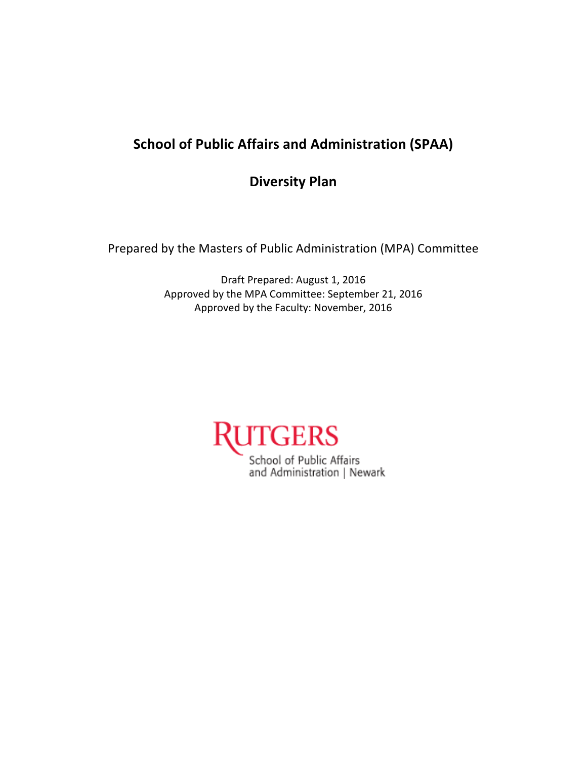# School of Public Affairs and Administration (SPAA)

## Diversity Plan

Prepared by the Masters of Public Administration (MPA) Committee

Draft Prepared: August 1, 2016
Approved by the MPA Committee: September 21, 2016
Approved by the Faculty: November, 2016

RUTGERS
School of Public Affairs
and Administration | Newark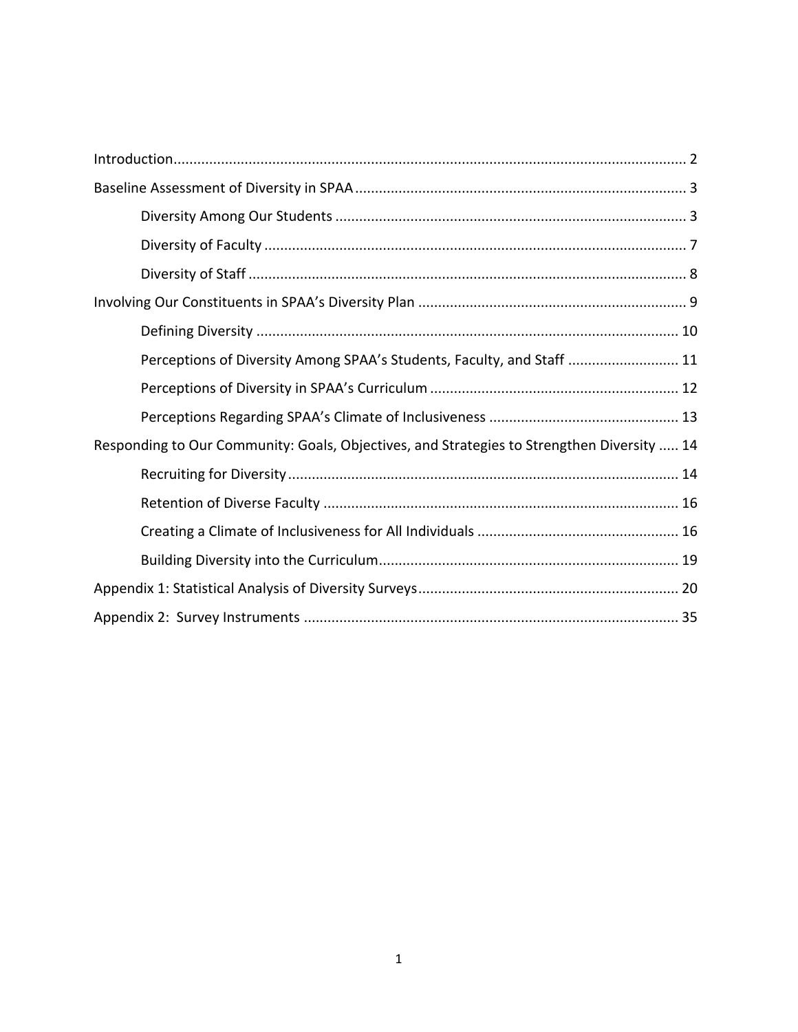Introduction ........ 2

Baseline Assessment of Diversity in SPAA ........ 3

- Diversity Among Our Students ........ 3
- Diversity of Faculty ........ 7
- Diversity of Staff ........ 8

Involving Our Constituents in SPAA's Diversity Plan ........ 9

- Defining Diversity ........ 10
- Perceptions of Diversity Among SPAA's Students, Faculty, and Staff ........ 11
- Perceptions of Diversity in SPAA's Curriculum ........ 12
- Perceptions Regarding SPAA's Climate of Inclusiveness ........ 13

Responding to Our Community: Goals, Objectives, and Strategies to Strengthen Diversity ........ 14

- Recruiting for Diversity ........ 14
- Retention of Diverse Faculty ........ 16
- Creating a Climate of Inclusiveness for All Individuals ........ 16
- Building Diversity into the Curriculum ........ 19

Appendix 1: Statistical Analysis of Diversity Surveys ........ 20

Appendix 2: Survey Instruments ........ 35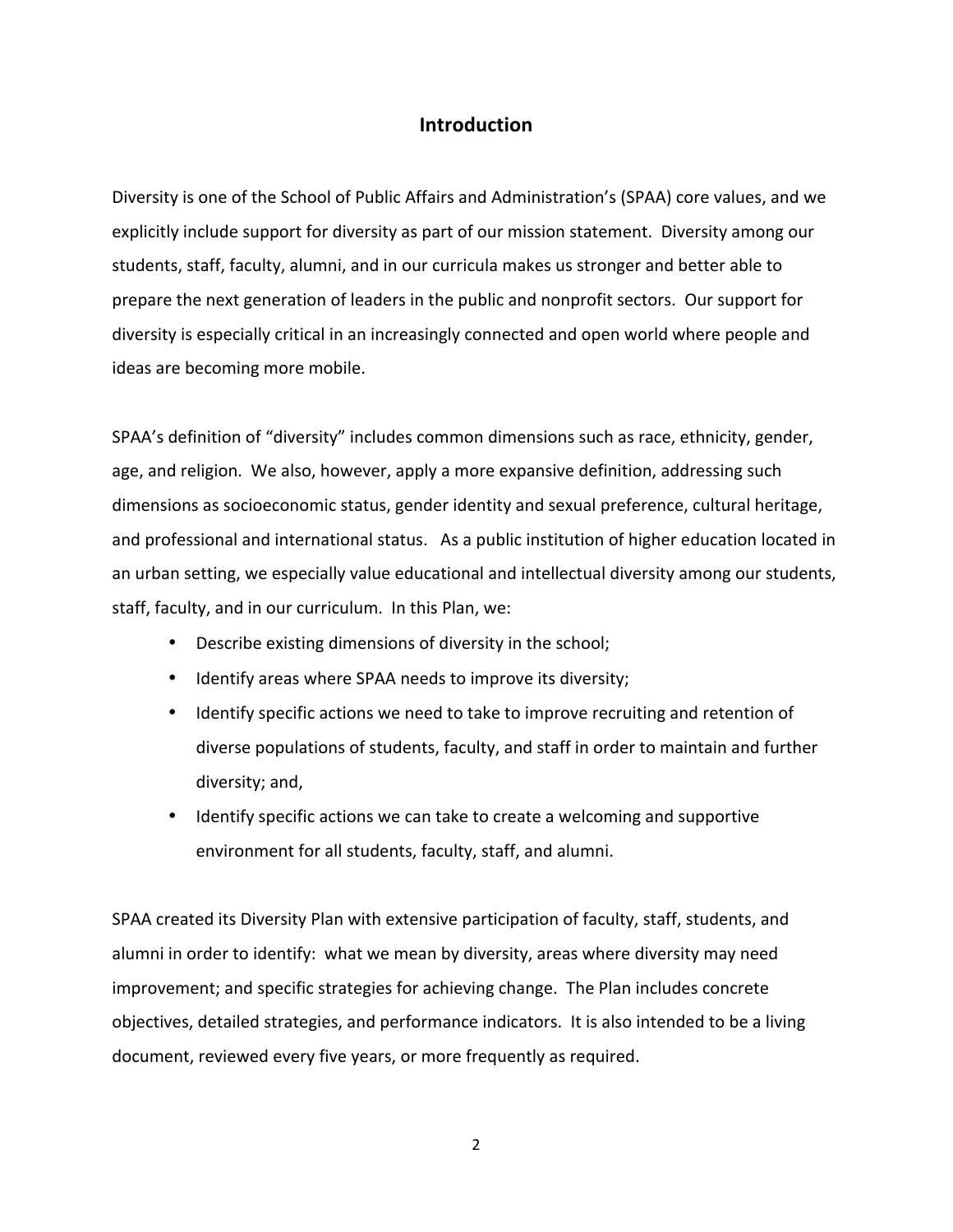## Introduction

Diversity is one of the School of Public Affairs and Administration's (SPAA) core values, and we explicitly include support for diversity as part of our mission statement. Diversity among our students, staff, faculty, alumni, and in our curricula makes us stronger and better able to prepare the next generation of leaders in the public and nonprofit sectors. Our support for diversity is especially critical in an increasingly connected and open world where people and ideas are becoming more mobile.

SPAA's definition of "diversity" includes common dimensions such as race, ethnicity, gender, age, and religion. We also, however, apply a more expansive definition, addressing such dimensions as socioeconomic status, gender identity and sexual preference, cultural heritage, and professional and international status. As a public institution of higher education located in an urban setting, we especially value educational and intellectual diversity among our students, staff, faculty, and in our curriculum. In this Plan, we:

- Describe existing dimensions of diversity in the school;
- Identify areas where SPAA needs to improve its diversity;
- Identify specific actions we need to take to improve recruiting and retention of diverse populations of students, faculty, and staff in order to maintain and further diversity; and,
- Identify specific actions we can take to create a welcoming and supportive environment for all students, faculty, staff, and alumni.

SPAA created its Diversity Plan with extensive participation of faculty, staff, students, and alumni in order to identify: what we mean by diversity, areas where diversity may need improvement; and specific strategies for achieving change. The Plan includes concrete objectives, detailed strategies, and performance indicators. It is also intended to be a living document, reviewed every five years, or more frequently as required.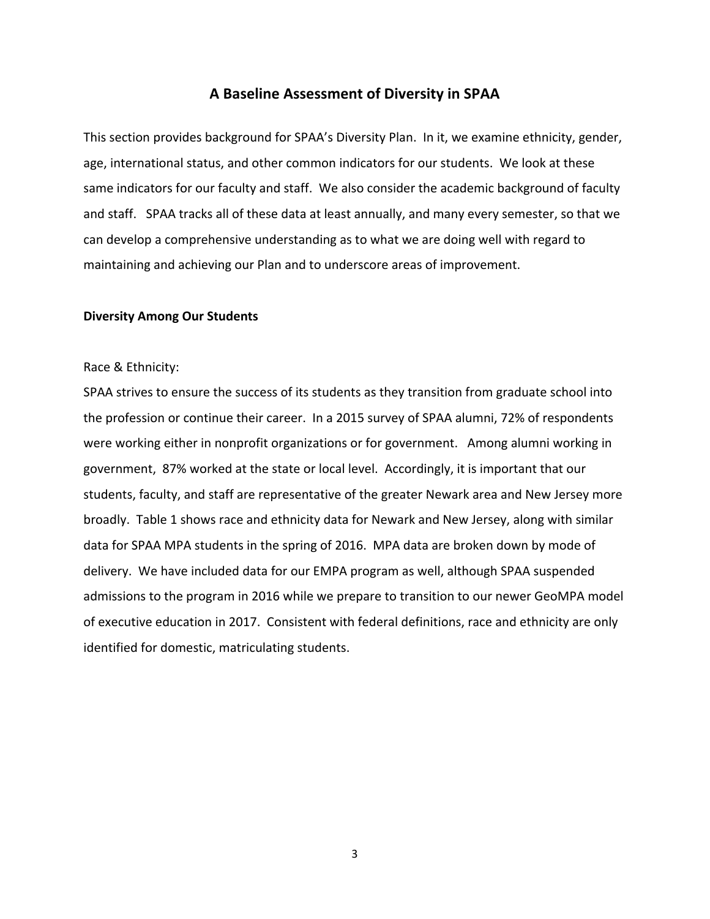## A Baseline Assessment of Diversity in SPAA

This section provides background for SPAA's Diversity Plan. In it, we examine ethnicity, gender, age, international status, and other common indicators for our students. We look at these same indicators for our faculty and staff. We also consider the academic background of faculty and staff. SPAA tracks all of these data at least annually, and many every semester, so that we can develop a comprehensive understanding as to what we are doing well with regard to maintaining and achieving our Plan and to underscore areas of improvement.

### Diversity Among Our Students

Race & Ethnicity:

SPAA strives to ensure the success of its students as they transition from graduate school into the profession or continue their career. In a 2015 survey of SPAA alumni, 72% of respondents were working either in nonprofit organizations or for government. Among alumni working in government, 87% worked at the state or local level. Accordingly, it is important that our students, faculty, and staff are representative of the greater Newark area and New Jersey more broadly. Table 1 shows race and ethnicity data for Newark and New Jersey, along with similar data for SPAA MPA students in the spring of 2016. MPA data are broken down by mode of delivery. We have included data for our EMPA program as well, although SPAA suspended admissions to the program in 2016 while we prepare to transition to our newer GeoMPA model of executive education in 2017. Consistent with federal definitions, race and ethnicity are only identified for domestic, matriculating students.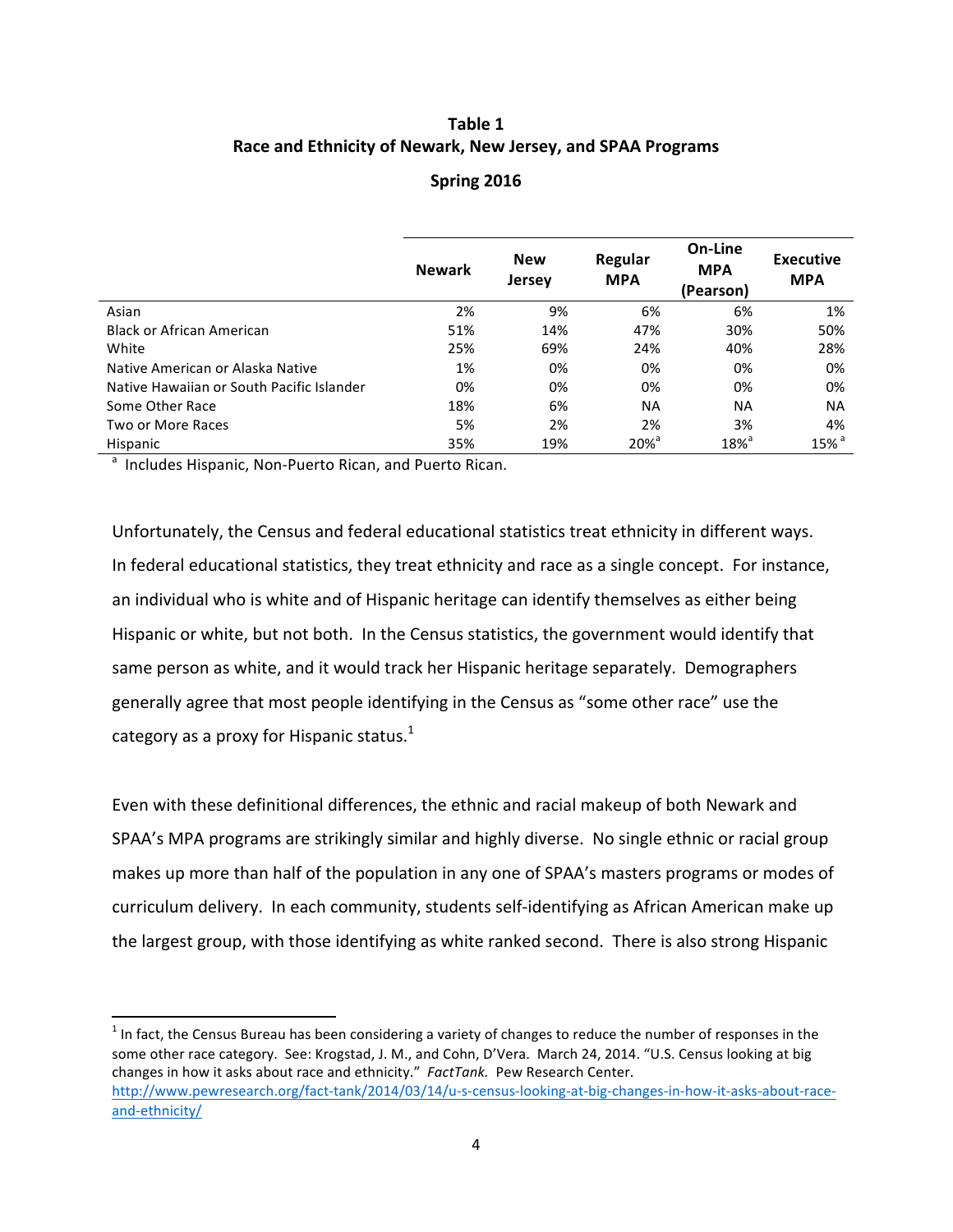**Table 1**
**Race and Ethnicity of Newark, New Jersey, and SPAA Programs**

**Spring 2016**

| | Newark | New Jersey | Regular MPA | On-Line MPA (Pearson) | Executive MPA |
|---|---|---|---|---|---|
| Asian | 2% | 9% | 6% | 6% | 1% |
| Black or African American | 51% | 14% | 47% | 30% | 50% |
| White | 25% | 69% | 24% | 40% | 28% |
| Native American or Alaska Native | 1% | 0% | 0% | 0% | 0% |
| Native Hawaiian or South Pacific Islander | 0% | 0% | 0% | 0% | 0% |
| Some Other Race | 18% | 6% | NA | NA | NA |
| Two or More Races | 5% | 2% | 2% | 3% | 4% |
| Hispanic | 35% | 19% | 20%[a] | 18%[a] | 15%[a] |

[a] Includes Hispanic, Non-Puerto Rican, and Puerto Rican.

Unfortunately, the Census and federal educational statistics treat ethnicity in different ways. In federal educational statistics, they treat ethnicity and race as a single concept. For instance, an individual who is white and of Hispanic heritage can identify themselves as either being Hispanic or white, but not both. In the Census statistics, the government would identify that same person as white, and it would track her Hispanic heritage separately. Demographers generally agree that most people identifying in the Census as "some other race" use the category as a proxy for Hispanic status.[1]

Even with these definitional differences, the ethnic and racial makeup of both Newark and SPAA's MPA programs are strikingly similar and highly diverse. No single ethnic or racial group makes up more than half of the population in any one of SPAA's masters programs or modes of curriculum delivery. In each community, students self-identifying as African American make up the largest group, with those identifying as white ranked second. There is also strong Hispanic

---

[1] In fact, the Census Bureau has been considering a variety of changes to reduce the number of responses in the some other race category. See: Krogstad, J. M., and Cohn, D'Vera. March 24, 2014. "U.S. Census looking at big changes in how it asks about race and ethnicity." *FactTank.* Pew Research Center. http://www.pewresearch.org/fact-tank/2014/03/14/u-s-census-looking-at-big-changes-in-how-it-asks-about-race-and-ethnicity/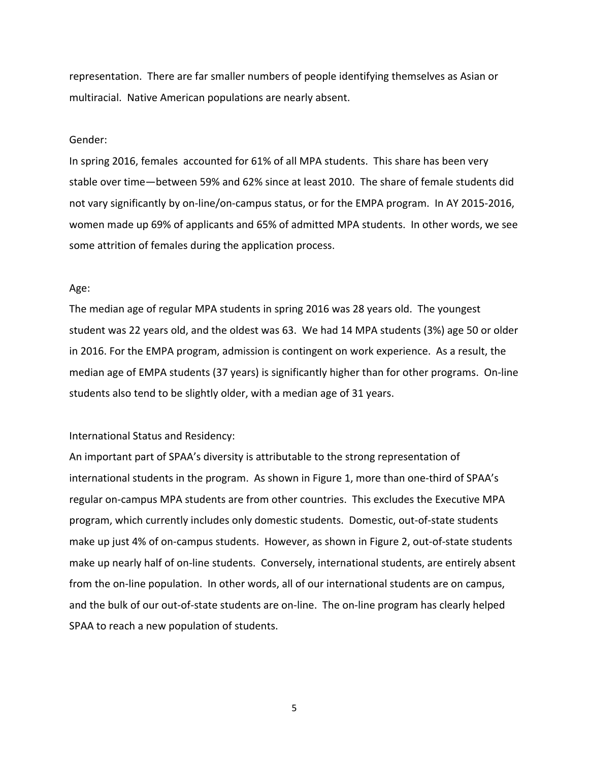representation. There are far smaller numbers of people identifying themselves as Asian or multiracial. Native American populations are nearly absent.

Gender:

In spring 2016, females accounted for 61% of all MPA students. This share has been very stable over time—between 59% and 62% since at least 2010. The share of female students did not vary significantly by on-line/on-campus status, or for the EMPA program. In AY 2015-2016, women made up 69% of applicants and 65% of admitted MPA students. In other words, we see some attrition of females during the application process.

Age:

The median age of regular MPA students in spring 2016 was 28 years old. The youngest student was 22 years old, and the oldest was 63. We had 14 MPA students (3%) age 50 or older in 2016. For the EMPA program, admission is contingent on work experience. As a result, the median age of EMPA students (37 years) is significantly higher than for other programs. On-line students also tend to be slightly older, with a median age of 31 years.

International Status and Residency:

An important part of SPAA's diversity is attributable to the strong representation of international students in the program. As shown in Figure 1, more than one-third of SPAA's regular on-campus MPA students are from other countries. This excludes the Executive MPA program, which currently includes only domestic students. Domestic, out-of-state students make up just 4% of on-campus students. However, as shown in Figure 2, out-of-state students make up nearly half of on-line students. Conversely, international students, are entirely absent from the on-line population. In other words, all of our international students are on campus, and the bulk of our out-of-state students are on-line. The on-line program has clearly helped SPAA to reach a new population of students.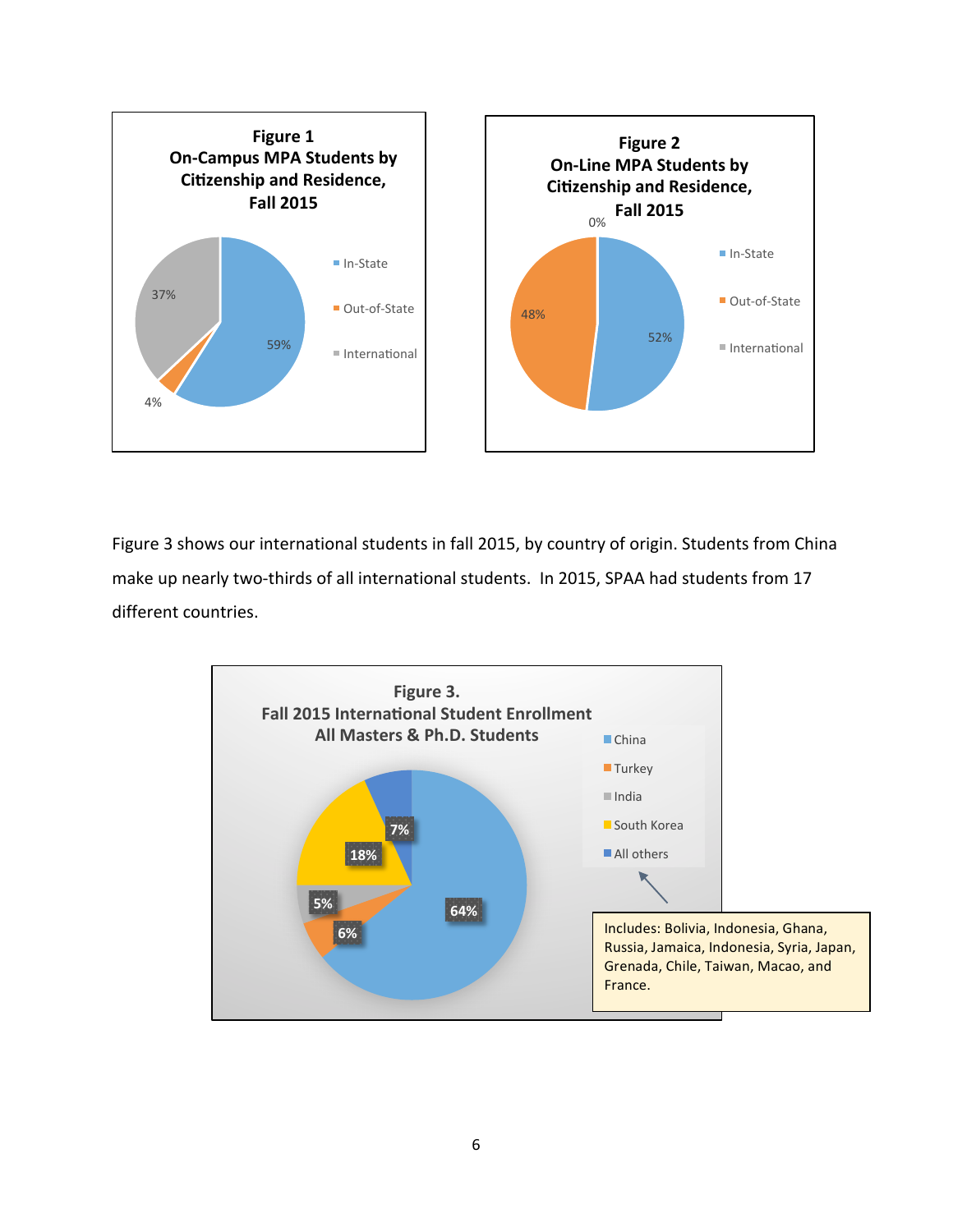**Figure 1**
**On-Campus MPA Students by Citizenship and Residence, Fall 2015**

| Category | Percent |
|---|---|
| In-State | 59% |
| Out-of-State | 4% |
| International | 37% |

**Figure 2**
**On-Line MPA Students by Citizenship and Residence, Fall 2015**

| Category | Percent |
|---|---|
| In-State | 52% |
| Out-of-State | 48% |
| International | 0% |

Figure 3 shows our international students in fall 2015, by country of origin. Students from China make up nearly two-thirds of all international students. In 2015, SPAA had students from 17 different countries.

**Figure 3.**
**Fall 2015 International Student Enrollment**
**All Masters & Ph.D. Students**

| Country | Percent |
|---|---|
| China | 64% |
| Turkey | 6% |
| India | 5% |
| South Korea | 18% |
| All others | 7% |

Includes: Bolivia, Indonesia, Ghana, Russia, Jamaica, Indonesia, Syria, Japan, Grenada, Chile, Taiwan, Macao, and France.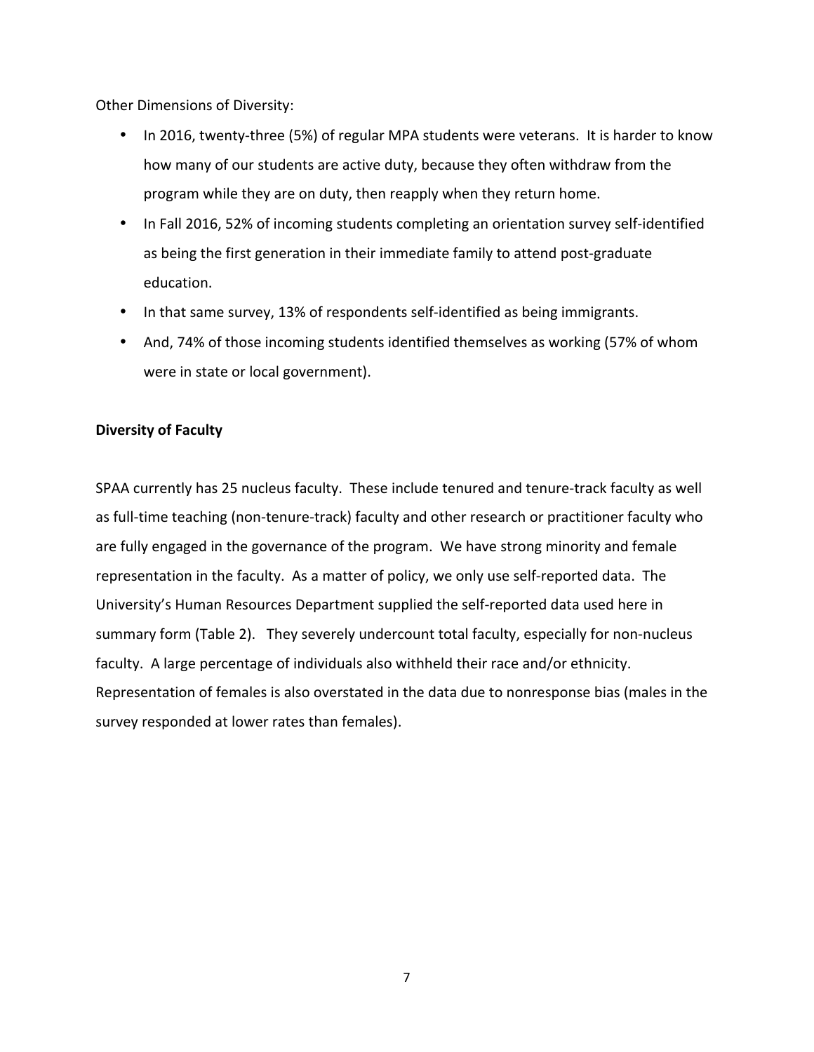Other Dimensions of Diversity:

- In 2016, twenty-three (5%) of regular MPA students were veterans. It is harder to know how many of our students are active duty, because they often withdraw from the program while they are on duty, then reapply when they return home.
- In Fall 2016, 52% of incoming students completing an orientation survey self-identified as being the first generation in their immediate family to attend post-graduate education.
- In that same survey, 13% of respondents self-identified as being immigrants.
- And, 74% of those incoming students identified themselves as working (57% of whom were in state or local government).

**Diversity of Faculty**

SPAA currently has 25 nucleus faculty. These include tenured and tenure-track faculty as well as full-time teaching (non-tenure-track) faculty and other research or practitioner faculty who are fully engaged in the governance of the program. We have strong minority and female representation in the faculty. As a matter of policy, we only use self-reported data. The University's Human Resources Department supplied the self-reported data used here in summary form (Table 2). They severely undercount total faculty, especially for non-nucleus faculty. A large percentage of individuals also withheld their race and/or ethnicity. Representation of females is also overstated in the data due to nonresponse bias (males in the survey responded at lower rates than females).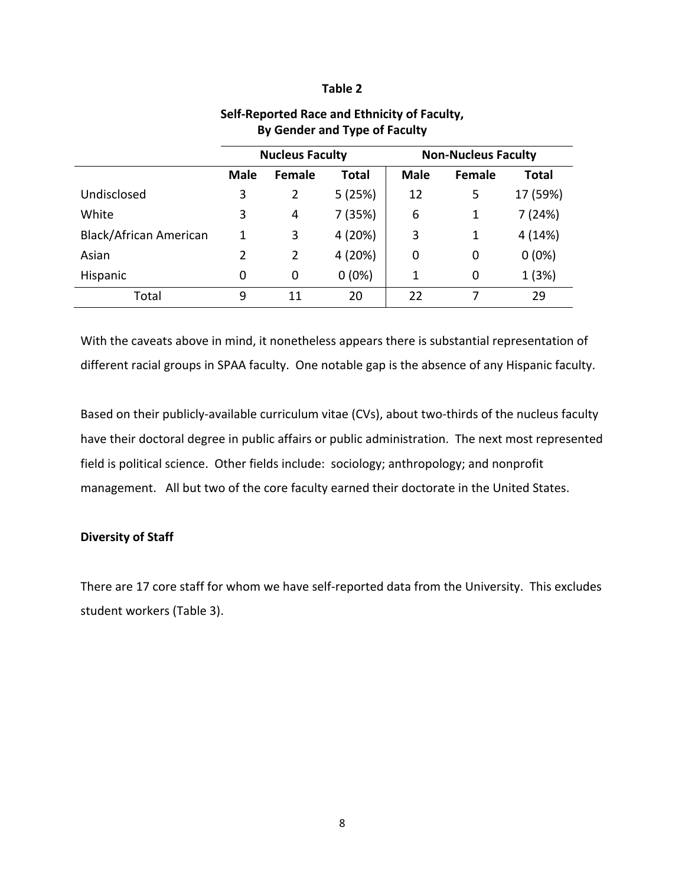**Table 2**

**Self-Reported Race and Ethnicity of Faculty, By Gender and Type of Faculty**

| | Nucleus Faculty | | | Non-Nucleus Faculty | | |
|---|---|---|---|---|---|---|
| | **Male** | **Female** | **Total** | **Male** | **Female** | **Total** |
| Undisclosed | 3 | 2 | 5 (25%) | 12 | 5 | 17 (59%) |
| White | 3 | 4 | 7 (35%) | 6 | 1 | 7 (24%) |
| Black/African American | 1 | 3 | 4 (20%) | 3 | 1 | 4 (14%) |
| Asian | 2 | 2 | 4 (20%) | 0 | 0 | 0 (0%) |
| Hispanic | 0 | 0 | 0 (0%) | 1 | 0 | 1 (3%) |
| Total | 9 | 11 | 20 | 22 | 7 | 29 |

With the caveats above in mind, it nonetheless appears there is substantial representation of different racial groups in SPAA faculty. One notable gap is the absence of any Hispanic faculty.

Based on their publicly-available curriculum vitae (CVs), about two-thirds of the nucleus faculty have their doctoral degree in public affairs or public administration. The next most represented field is political science. Other fields include: sociology; anthropology; and nonprofit management. All but two of the core faculty earned their doctorate in the United States.

**Diversity of Staff**

There are 17 core staff for whom we have self-reported data from the University. This excludes student workers (Table 3).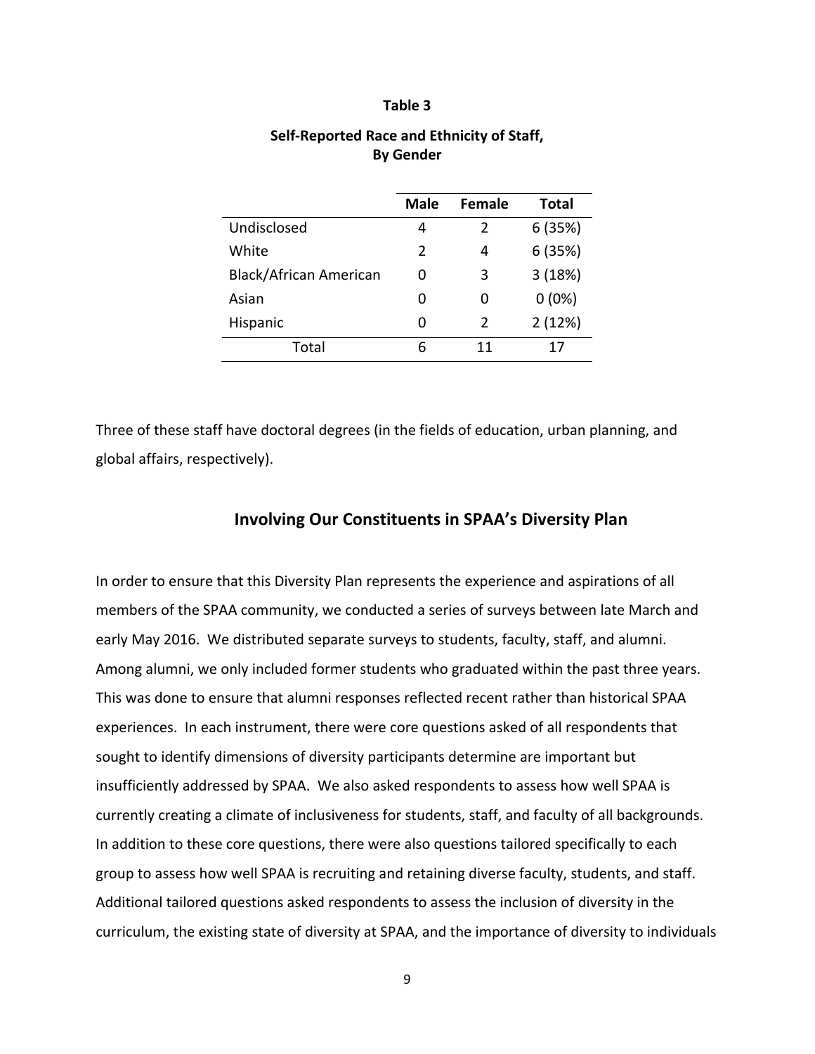**Table 3**

**Self-Reported Race and Ethnicity of Staff, By Gender**

| | Male | Female | Total |
|---|---|---|---|
| Undisclosed | 4 | 2 | 6 (35%) |
| White | 2 | 4 | 6 (35%) |
| Black/African American | 0 | 3 | 3 (18%) |
| Asian | 0 | 0 | 0 (0%) |
| Hispanic | 0 | 2 | 2 (12%) |
| Total | 6 | 11 | 17 |

Three of these staff have doctoral degrees (in the fields of education, urban planning, and global affairs, respectively).

## Involving Our Constituents in SPAA's Diversity Plan

In order to ensure that this Diversity Plan represents the experience and aspirations of all members of the SPAA community, we conducted a series of surveys between late March and early May 2016. We distributed separate surveys to students, faculty, staff, and alumni. Among alumni, we only included former students who graduated within the past three years. This was done to ensure that alumni responses reflected recent rather than historical SPAA experiences. In each instrument, there were core questions asked of all respondents that sought to identify dimensions of diversity participants determine are important but insufficiently addressed by SPAA. We also asked respondents to assess how well SPAA is currently creating a climate of inclusiveness for students, staff, and faculty of all backgrounds. In addition to these core questions, there were also questions tailored specifically to each group to assess how well SPAA is recruiting and retaining diverse faculty, students, and staff. Additional tailored questions asked respondents to assess the inclusion of diversity in the curriculum, the existing state of diversity at SPAA, and the importance of diversity to individuals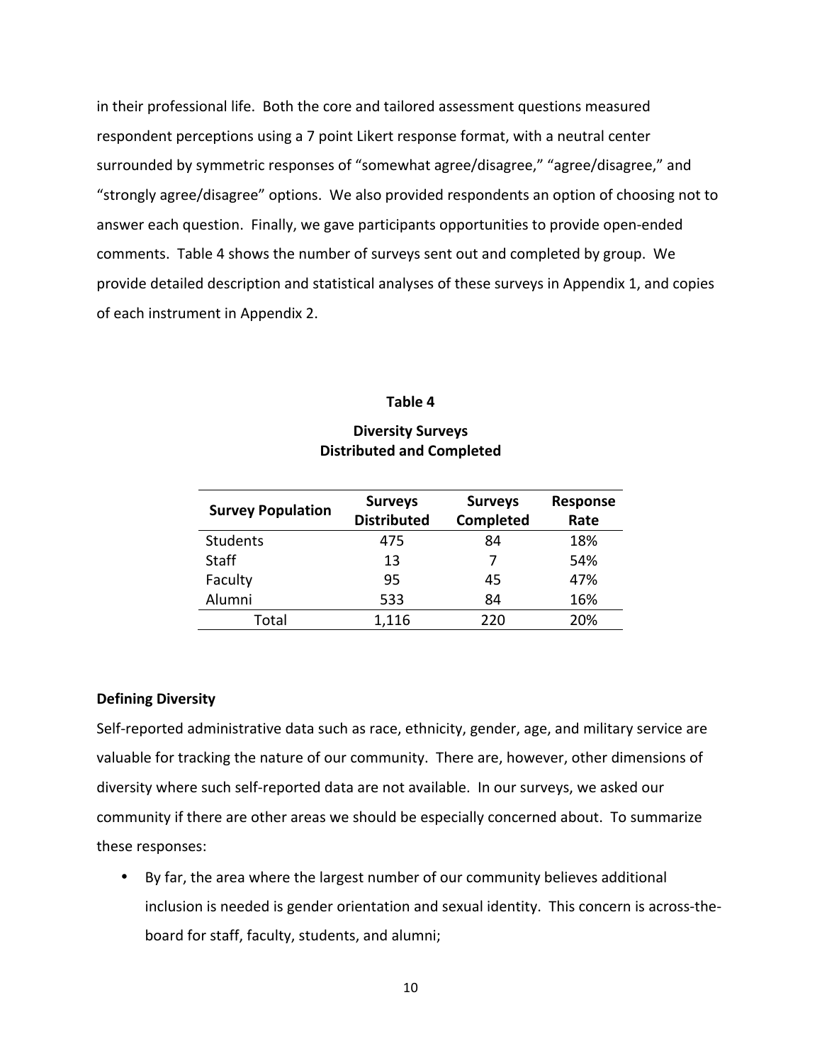in their professional life. Both the core and tailored assessment questions measured respondent perceptions using a 7 point Likert response format, with a neutral center surrounded by symmetric responses of "somewhat agree/disagree," "agree/disagree," and "strongly agree/disagree" options. We also provided respondents an option of choosing not to answer each question. Finally, we gave participants opportunities to provide open-ended comments. Table 4 shows the number of surveys sent out and completed by group. We provide detailed description and statistical analyses of these surveys in Appendix 1, and copies of each instrument in Appendix 2.

**Table 4**

**Diversity Surveys Distributed and Completed**

| Survey Population | Surveys Distributed | Surveys Completed | Response Rate |
|---|---|---|---|
| Students | 475 | 84 | 18% |
| Staff | 13 | 7 | 54% |
| Faculty | 95 | 45 | 47% |
| Alumni | 533 | 84 | 16% |
| Total | 1,116 | 220 | 20% |

**Defining Diversity**

Self-reported administrative data such as race, ethnicity, gender, age, and military service are valuable for tracking the nature of our community. There are, however, other dimensions of diversity where such self-reported data are not available. In our surveys, we asked our community if there are other areas we should be especially concerned about. To summarize these responses:

- By far, the area where the largest number of our community believes additional inclusion is needed is gender orientation and sexual identity. This concern is across-the-board for staff, faculty, students, and alumni;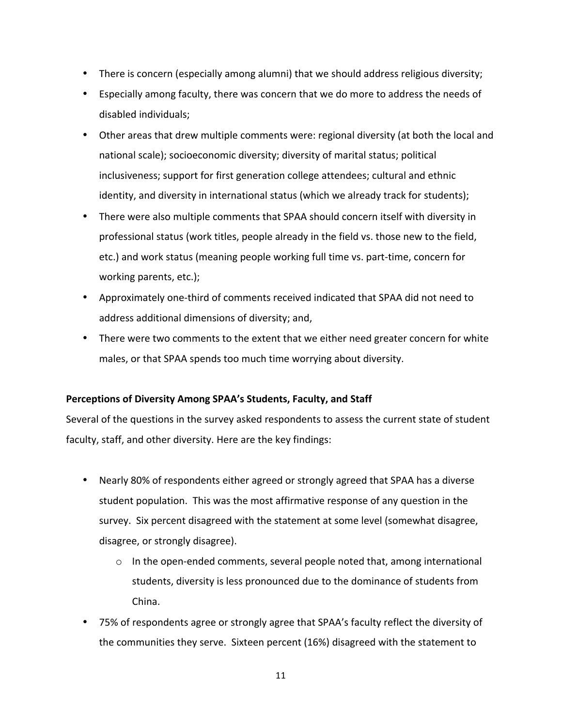- There is concern (especially among alumni) that we should address religious diversity;
- Especially among faculty, there was concern that we do more to address the needs of disabled individuals;
- Other areas that drew multiple comments were: regional diversity (at both the local and national scale); socioeconomic diversity; diversity of marital status; political inclusiveness; support for first generation college attendees; cultural and ethnic identity, and diversity in international status (which we already track for students);
- There were also multiple comments that SPAA should concern itself with diversity in professional status (work titles, people already in the field vs. those new to the field, etc.) and work status (meaning people working full time vs. part-time, concern for working parents, etc.);
- Approximately one-third of comments received indicated that SPAA did not need to address additional dimensions of diversity; and,
- There were two comments to the extent that we either need greater concern for white males, or that SPAA spends too much time worrying about diversity.

**Perceptions of Diversity Among SPAA's Students, Faculty, and Staff**

Several of the questions in the survey asked respondents to assess the current state of student faculty, staff, and other diversity. Here are the key findings:

- Nearly 80% of respondents either agreed or strongly agreed that SPAA has a diverse student population. This was the most affirmative response of any question in the survey. Six percent disagreed with the statement at some level (somewhat disagree, disagree, or strongly disagree).
    - In the open-ended comments, several people noted that, among international students, diversity is less pronounced due to the dominance of students from China.
- 75% of respondents agree or strongly agree that SPAA's faculty reflect the diversity of the communities they serve. Sixteen percent (16%) disagreed with the statement to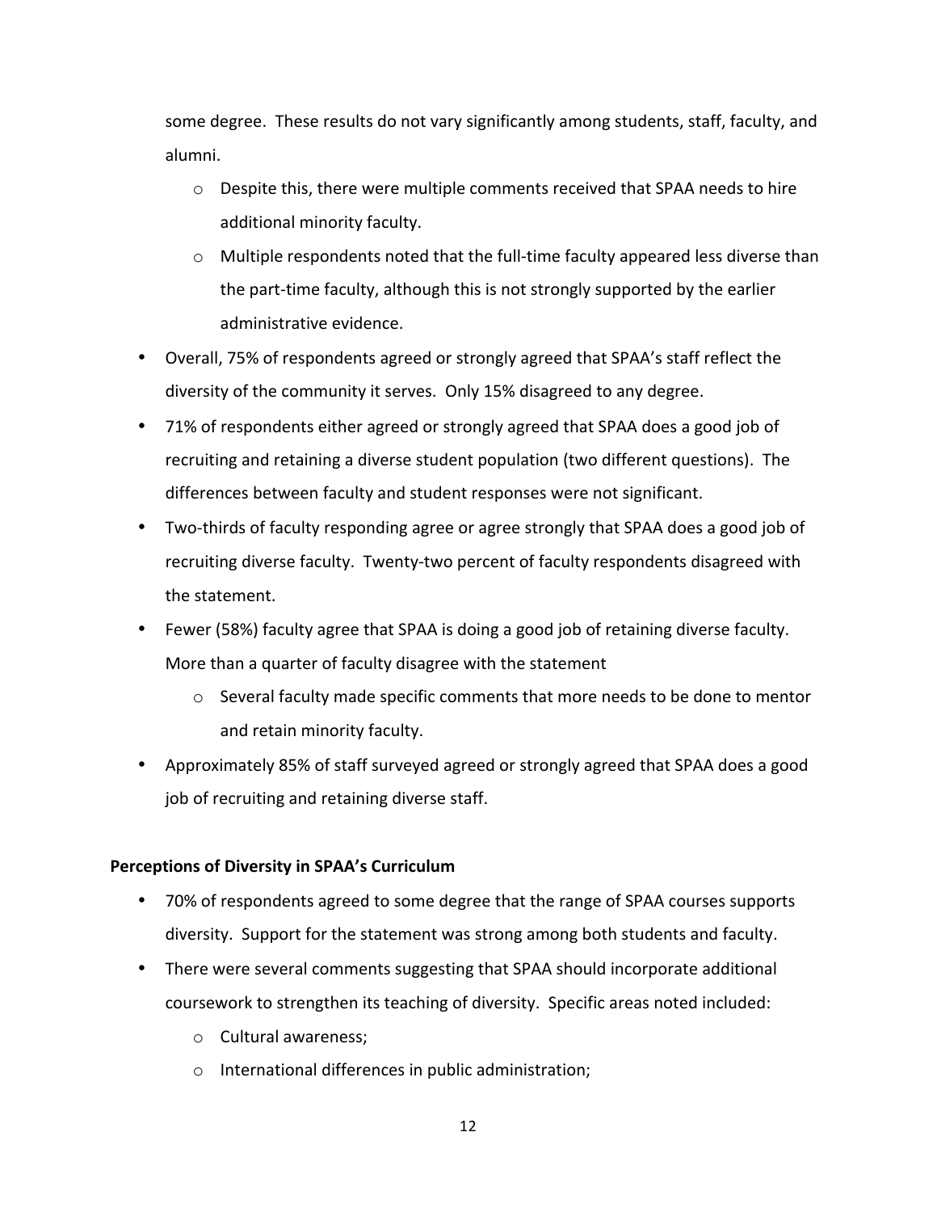some degree. These results do not vary significantly among students, staff, faculty, and alumni.

- Despite this, there were multiple comments received that SPAA needs to hire additional minority faculty.
- Multiple respondents noted that the full-time faculty appeared less diverse than the part-time faculty, although this is not strongly supported by the earlier administrative evidence.

- Overall, 75% of respondents agreed or strongly agreed that SPAA's staff reflect the diversity of the community it serves. Only 15% disagreed to any degree.
- 71% of respondents either agreed or strongly agreed that SPAA does a good job of recruiting and retaining a diverse student population (two different questions). The differences between faculty and student responses were not significant.
- Two-thirds of faculty responding agree or agree strongly that SPAA does a good job of recruiting diverse faculty. Twenty-two percent of faculty respondents disagreed with the statement.
- Fewer (58%) faculty agree that SPAA is doing a good job of retaining diverse faculty. More than a quarter of faculty disagree with the statement
  - Several faculty made specific comments that more needs to be done to mentor and retain minority faculty.
- Approximately 85% of staff surveyed agreed or strongly agreed that SPAA does a good job of recruiting and retaining diverse staff.

**Perceptions of Diversity in SPAA's Curriculum**

- 70% of respondents agreed to some degree that the range of SPAA courses supports diversity. Support for the statement was strong among both students and faculty.
- There were several comments suggesting that SPAA should incorporate additional coursework to strengthen its teaching of diversity. Specific areas noted included:
  - Cultural awareness;
  - International differences in public administration;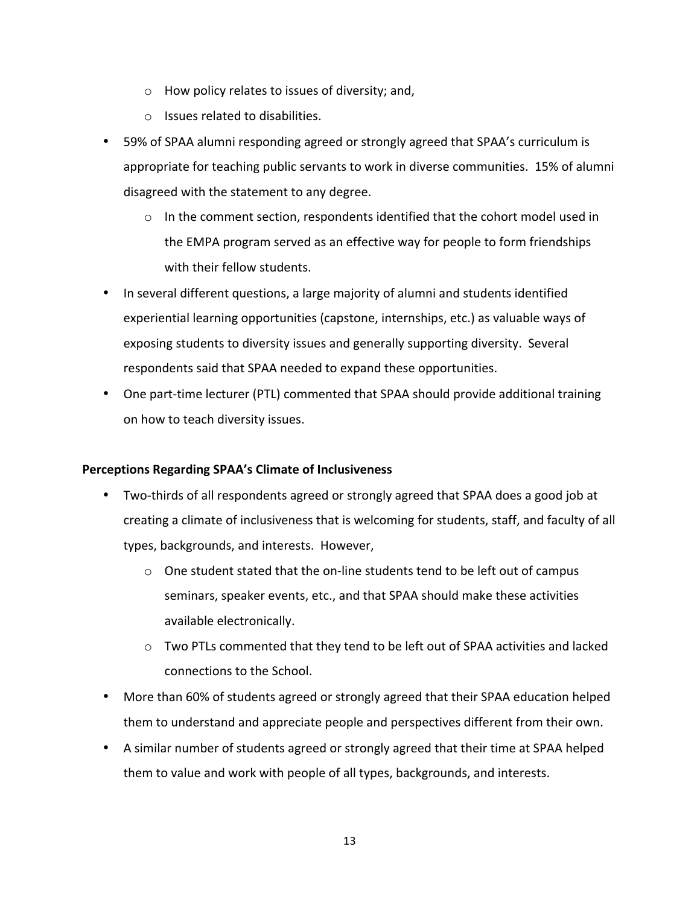- How policy relates to issues of diversity; and,
  - Issues related to disabilities.

- 59% of SPAA alumni responding agreed or strongly agreed that SPAA's curriculum is appropriate for teaching public servants to work in diverse communities. 15% of alumni disagreed with the statement to any degree.
  - In the comment section, respondents identified that the cohort model used in the EMPA program served as an effective way for people to form friendships with their fellow students.
- In several different questions, a large majority of alumni and students identified experiential learning opportunities (capstone, internships, etc.) as valuable ways of exposing students to diversity issues and generally supporting diversity. Several respondents said that SPAA needed to expand these opportunities.
- One part-time lecturer (PTL) commented that SPAA should provide additional training on how to teach diversity issues.

**Perceptions Regarding SPAA's Climate of Inclusiveness**

- Two-thirds of all respondents agreed or strongly agreed that SPAA does a good job at creating a climate of inclusiveness that is welcoming for students, staff, and faculty of all types, backgrounds, and interests. However,
  - One student stated that the on-line students tend to be left out of campus seminars, speaker events, etc., and that SPAA should make these activities available electronically.
  - Two PTLs commented that they tend to be left out of SPAA activities and lacked connections to the School.
- More than 60% of students agreed or strongly agreed that their SPAA education helped them to understand and appreciate people and perspectives different from their own.
- A similar number of students agreed or strongly agreed that their time at SPAA helped them to value and work with people of all types, backgrounds, and interests.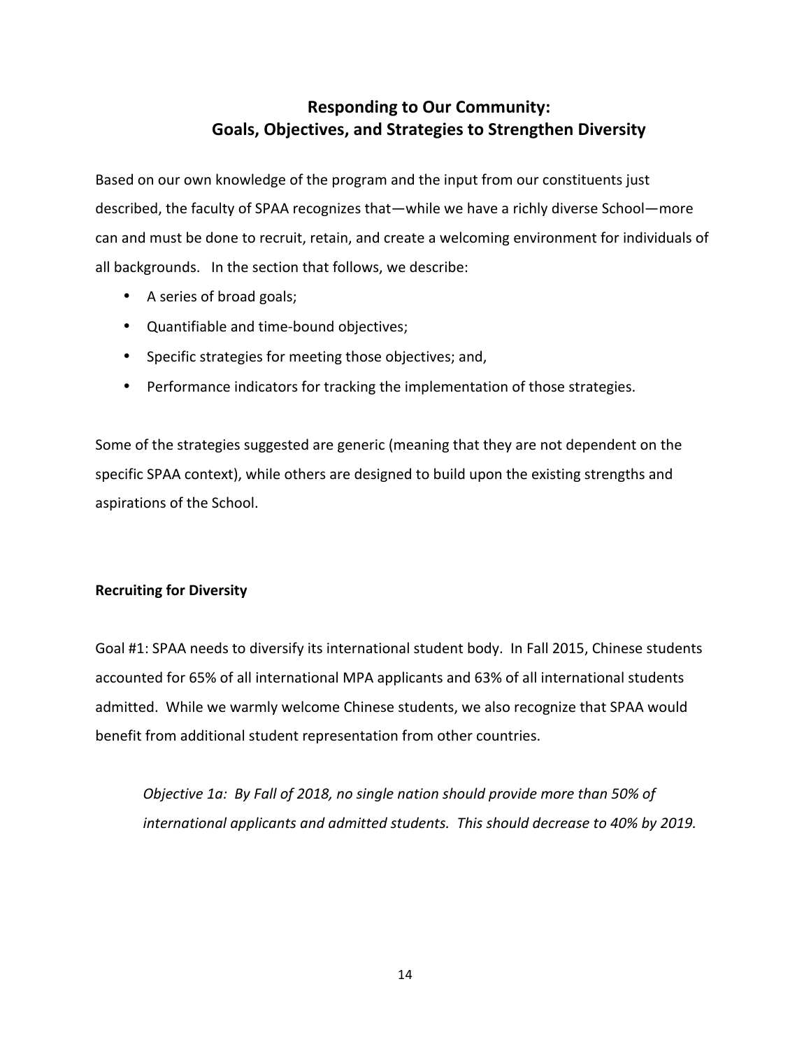## Responding to Our Community:
## Goals, Objectives, and Strategies to Strengthen Diversity

Based on our own knowledge of the program and the input from our constituents just described, the faculty of SPAA recognizes that—while we have a richly diverse School—more can and must be done to recruit, retain, and create a welcoming environment for individuals of all backgrounds. In the section that follows, we describe:

- A series of broad goals;
- Quantifiable and time-bound objectives;
- Specific strategies for meeting those objectives; and,
- Performance indicators for tracking the implementation of those strategies.

Some of the strategies suggested are generic (meaning that they are not dependent on the specific SPAA context), while others are designed to build upon the existing strengths and aspirations of the School.

### Recruiting for Diversity

Goal #1: SPAA needs to diversify its international student body. In Fall 2015, Chinese students accounted for 65% of all international MPA applicants and 63% of all international students admitted. While we warmly welcome Chinese students, we also recognize that SPAA would benefit from additional student representation from other countries.

> *Objective 1a: By Fall of 2018, no single nation should provide more than 50% of international applicants and admitted students. This should decrease to 40% by 2019.*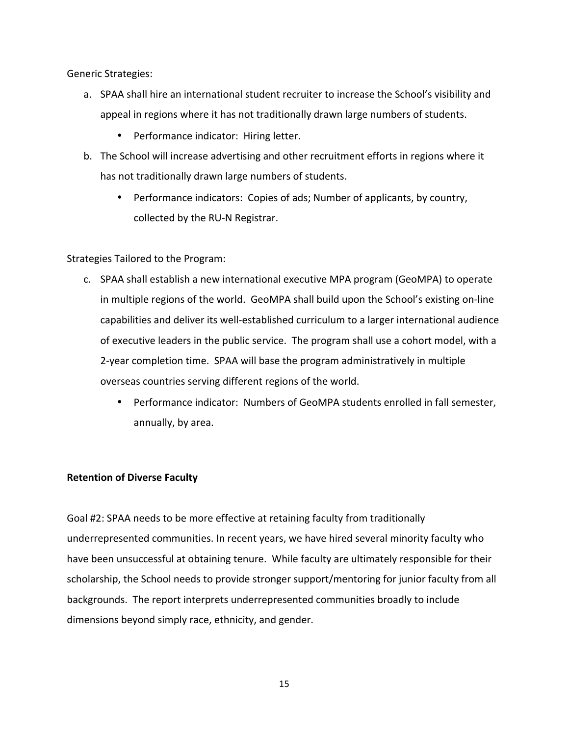Generic Strategies:

a. SPAA shall hire an international student recruiter to increase the School's visibility and appeal in regions where it has not traditionally drawn large numbers of students.
    - Performance indicator: Hiring letter.
b. The School will increase advertising and other recruitment efforts in regions where it has not traditionally drawn large numbers of students.
    - Performance indicators: Copies of ads; Number of applicants, by country, collected by the RU-N Registrar.

Strategies Tailored to the Program:

c. SPAA shall establish a new international executive MPA program (GeoMPA) to operate in multiple regions of the world. GeoMPA shall build upon the School's existing on-line capabilities and deliver its well-established curriculum to a larger international audience of executive leaders in the public service. The program shall use a cohort model, with a 2-year completion time. SPAA will base the program administratively in multiple overseas countries serving different regions of the world.
    - Performance indicator: Numbers of GeoMPA students enrolled in fall semester, annually, by area.

**Retention of Diverse Faculty**

Goal #2: SPAA needs to be more effective at retaining faculty from traditionally underrepresented communities. In recent years, we have hired several minority faculty who have been unsuccessful at obtaining tenure. While faculty are ultimately responsible for their scholarship, the School needs to provide stronger support/mentoring for junior faculty from all backgrounds. The report interprets underrepresented communities broadly to include dimensions beyond simply race, ethnicity, and gender.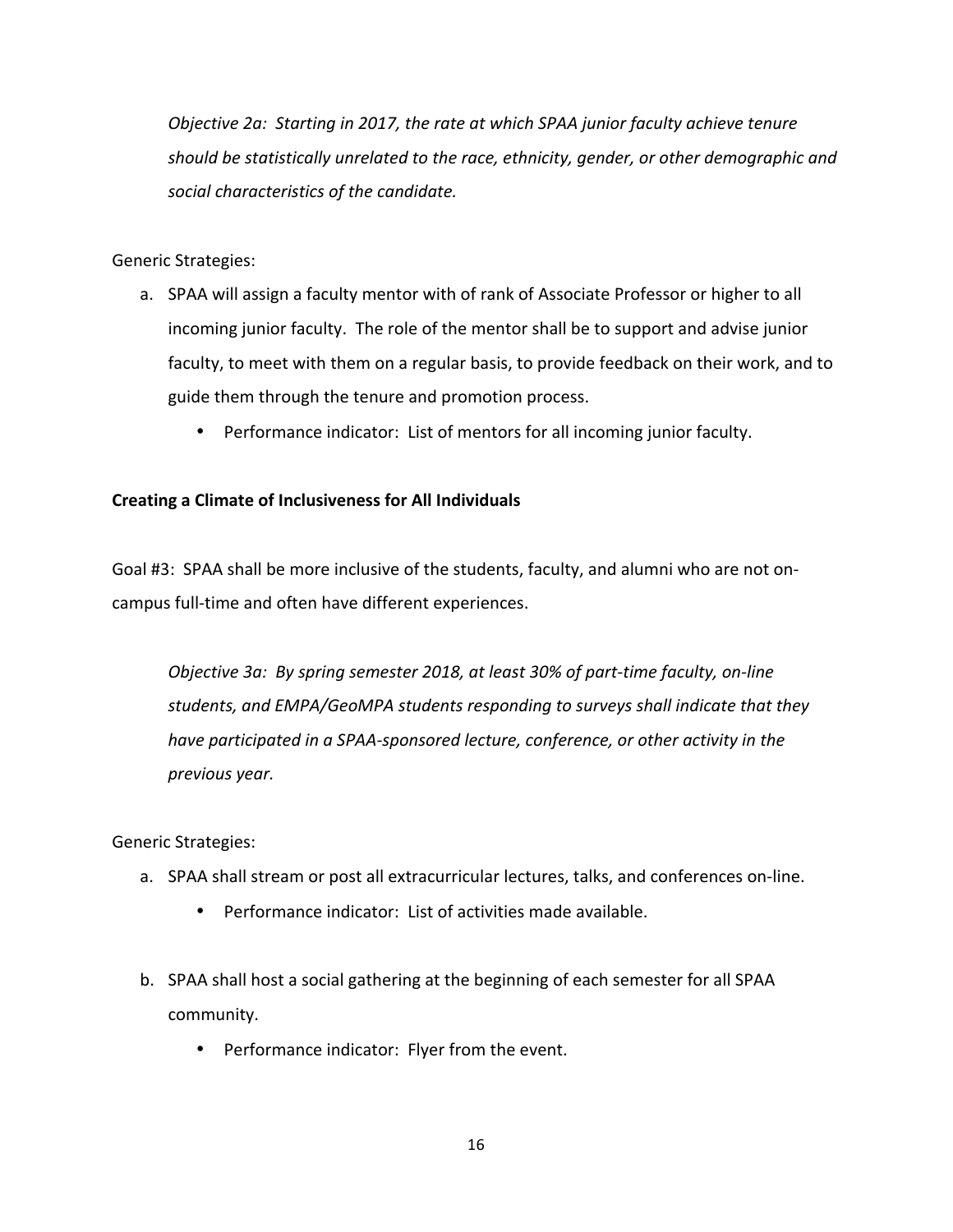*Objective 2a: Starting in 2017, the rate at which SPAA junior faculty achieve tenure should be statistically unrelated to the race, ethnicity, gender, or other demographic and social characteristics of the candidate.*

Generic Strategies:

a. SPAA will assign a faculty mentor with of rank of Associate Professor or higher to all incoming junior faculty. The role of the mentor shall be to support and advise junior faculty, to meet with them on a regular basis, to provide feedback on their work, and to guide them through the tenure and promotion process.
   - Performance indicator: List of mentors for all incoming junior faculty.

**Creating a Climate of Inclusiveness for All Individuals**

Goal #3: SPAA shall be more inclusive of the students, faculty, and alumni who are not on-campus full-time and often have different experiences.

*Objective 3a: By spring semester 2018, at least 30% of part-time faculty, on-line students, and EMPA/GeoMPA students responding to surveys shall indicate that they have participated in a SPAA-sponsored lecture, conference, or other activity in the previous year.*

Generic Strategies:

a. SPAA shall stream or post all extracurricular lectures, talks, and conferences on-line.
   - Performance indicator: List of activities made available.

b. SPAA shall host a social gathering at the beginning of each semester for all SPAA community.
   - Performance indicator: Flyer from the event.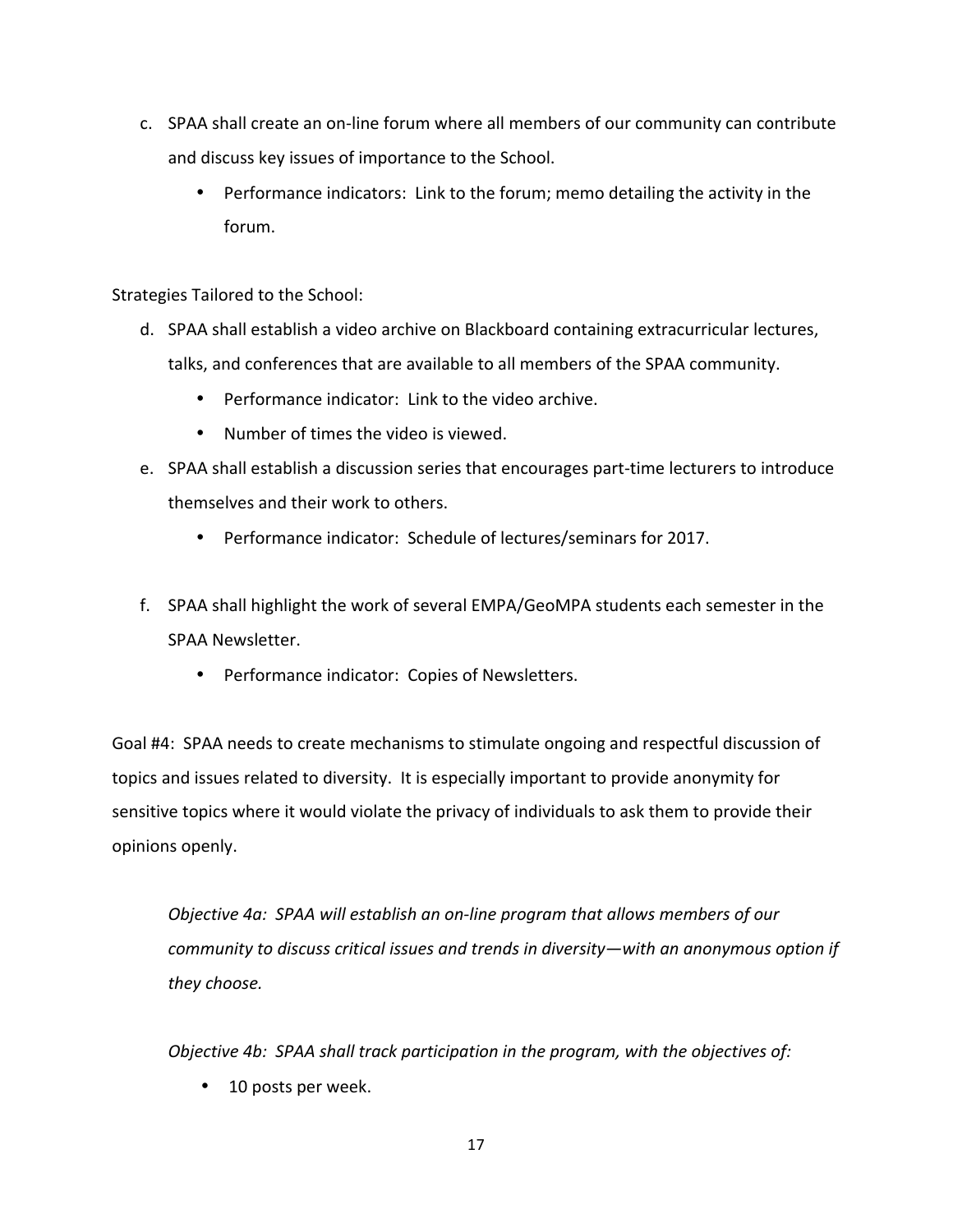c. SPAA shall create an on-line forum where all members of our community can contribute and discuss key issues of importance to the School.
    - Performance indicators: Link to the forum; memo detailing the activity in the forum.

Strategies Tailored to the School:

d. SPAA shall establish a video archive on Blackboard containing extracurricular lectures, talks, and conferences that are available to all members of the SPAA community.
    - Performance indicator: Link to the video archive.
    - Number of times the video is viewed.
e. SPAA shall establish a discussion series that encourages part-time lecturers to introduce themselves and their work to others.
    - Performance indicator: Schedule of lectures/seminars for 2017.

f. SPAA shall highlight the work of several EMPA/GeoMPA students each semester in the SPAA Newsletter.
    - Performance indicator: Copies of Newsletters.

Goal #4: SPAA needs to create mechanisms to stimulate ongoing and respectful discussion of topics and issues related to diversity. It is especially important to provide anonymity for sensitive topics where it would violate the privacy of individuals to ask them to provide their opinions openly.

*Objective 4a: SPAA will establish an on-line program that allows members of our community to discuss critical issues and trends in diversity—with an anonymous option if they choose.*

*Objective 4b: SPAA shall track participation in the program, with the objectives of:*

- 10 posts per week.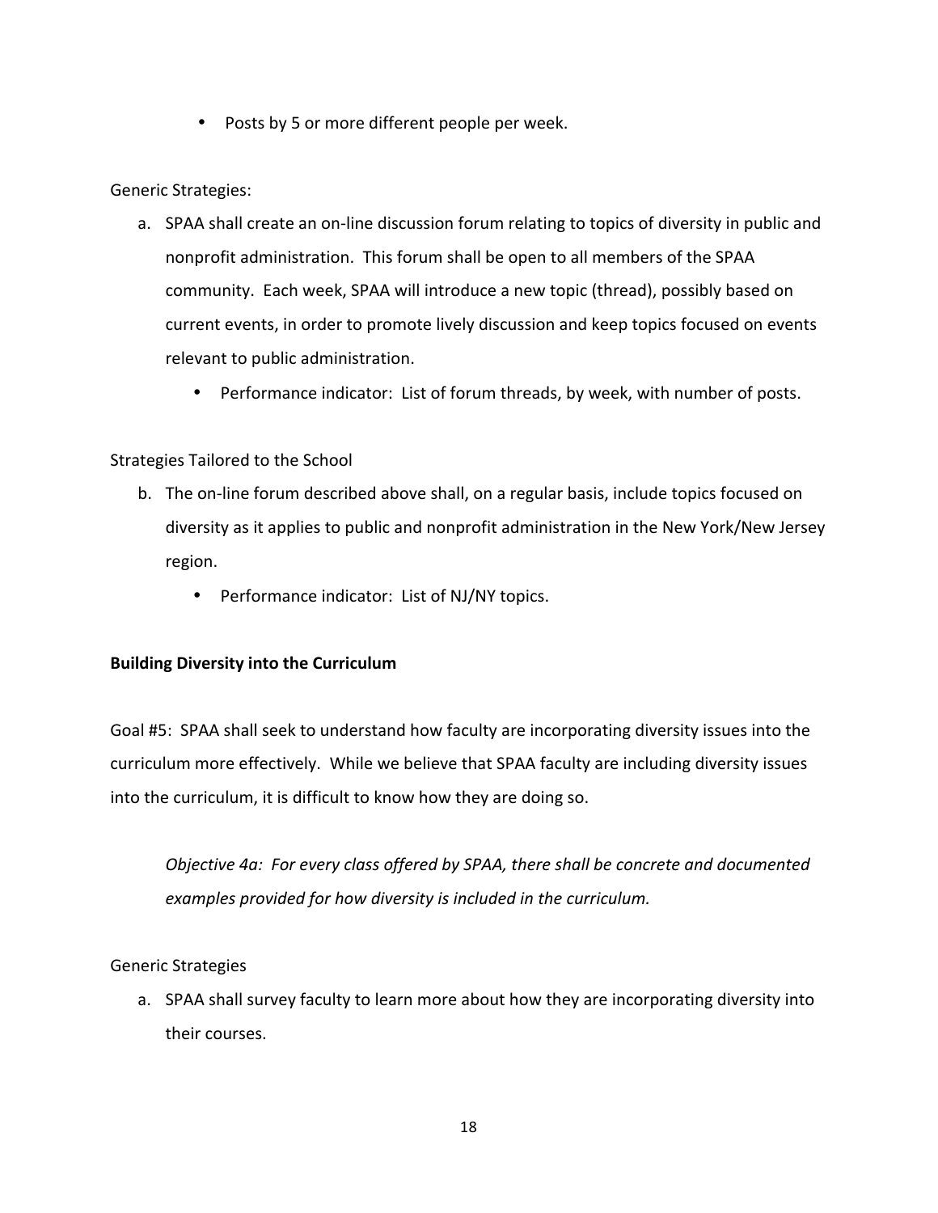- Posts by 5 or more different people per week.

Generic Strategies:

a. SPAA shall create an on-line discussion forum relating to topics of diversity in public and nonprofit administration. This forum shall be open to all members of the SPAA community. Each week, SPAA will introduce a new topic (thread), possibly based on current events, in order to promote lively discussion and keep topics focused on events relevant to public administration.
   - Performance indicator: List of forum threads, by week, with number of posts.

Strategies Tailored to the School

b. The on-line forum described above shall, on a regular basis, include topics focused on diversity as it applies to public and nonprofit administration in the New York/New Jersey region.
   - Performance indicator: List of NJ/NY topics.

**Building Diversity into the Curriculum**

Goal #5: SPAA shall seek to understand how faculty are incorporating diversity issues into the curriculum more effectively. While we believe that SPAA faculty are including diversity issues into the curriculum, it is difficult to know how they are doing so.

*Objective 4a: For every class offered by SPAA, there shall be concrete and documented examples provided for how diversity is included in the curriculum.*

Generic Strategies

a. SPAA shall survey faculty to learn more about how they are incorporating diversity into their courses.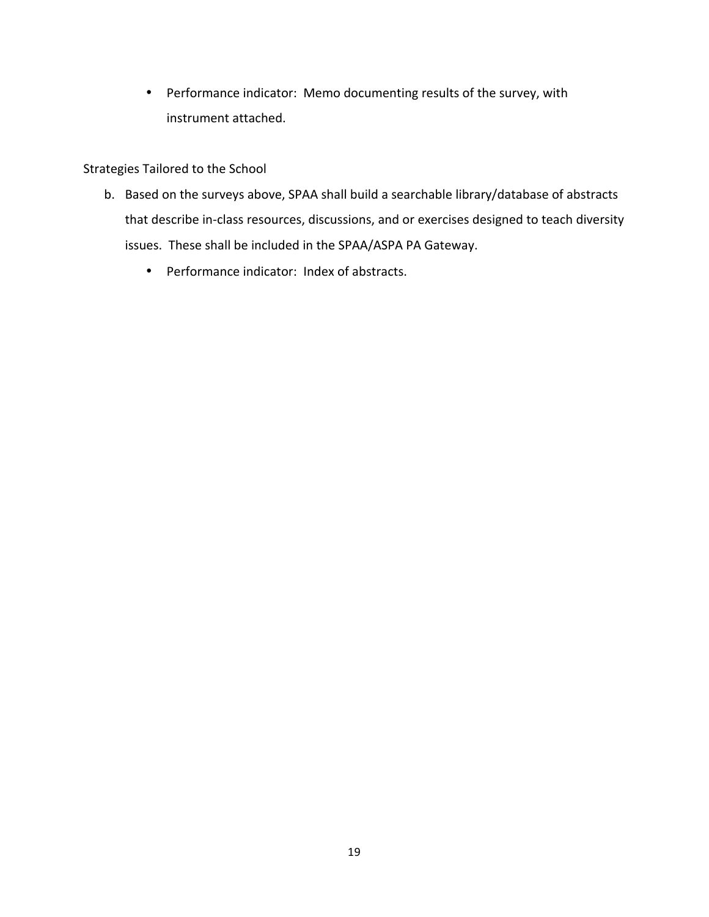- Performance indicator: Memo documenting results of the survey, with instrument attached.

Strategies Tailored to the School

b. Based on the surveys above, SPAA shall build a searchable library/database of abstracts that describe in-class resources, discussions, and or exercises designed to teach diversity issues. These shall be included in the SPAA/ASPA PA Gateway.

    - Performance indicator: Index of abstracts.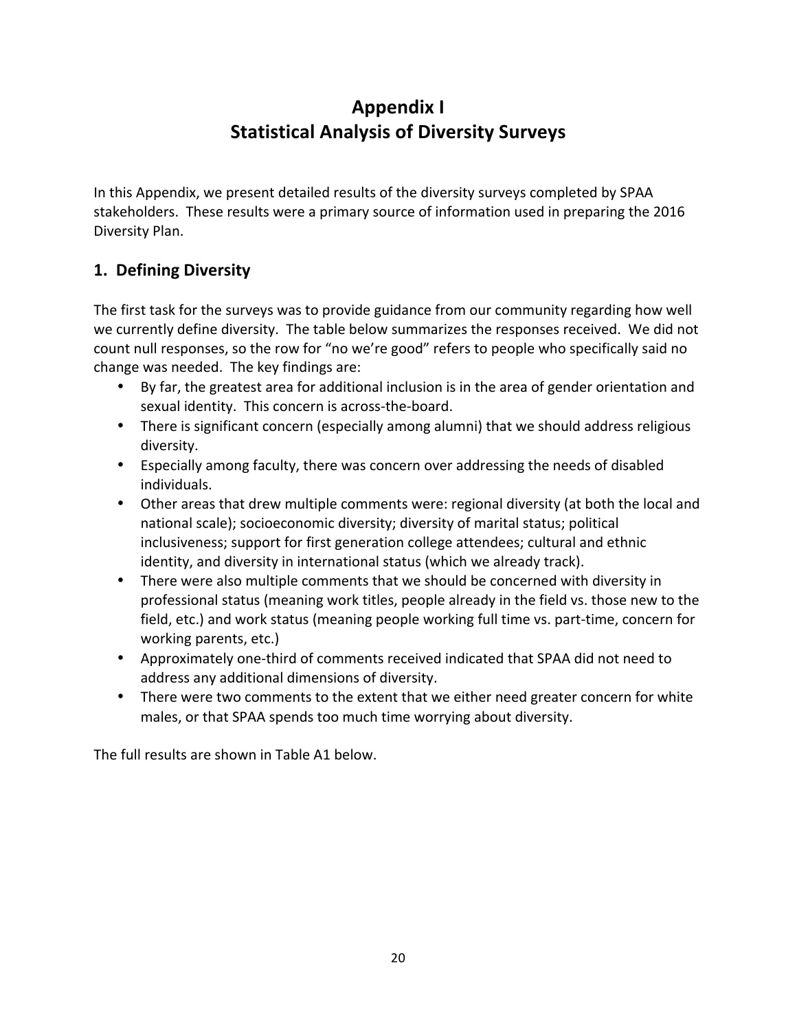# Appendix I
# Statistical Analysis of Diversity Surveys

In this Appendix, we present detailed results of the diversity surveys completed by SPAA stakeholders. These results were a primary source of information used in preparing the 2016 Diversity Plan.

## 1. Defining Diversity

The first task for the surveys was to provide guidance from our community regarding how well we currently define diversity. The table below summarizes the responses received. We did not count null responses, so the row for "no we're good" refers to people who specifically said no change was needed. The key findings are:

- By far, the greatest area for additional inclusion is in the area of gender orientation and sexual identity. This concern is across-the-board.
- There is significant concern (especially among alumni) that we should address religious diversity.
- Especially among faculty, there was concern over addressing the needs of disabled individuals.
- Other areas that drew multiple comments were: regional diversity (at both the local and national scale); socioeconomic diversity; diversity of marital status; political inclusiveness; support for first generation college attendees; cultural and ethnic identity, and diversity in international status (which we already track).
- There were also multiple comments that we should be concerned with diversity in professional status (meaning work titles, people already in the field vs. those new to the field, etc.) and work status (meaning people working full time vs. part-time, concern for working parents, etc.)
- Approximately one-third of comments received indicated that SPAA did not need to address any additional dimensions of diversity.
- There were two comments to the extent that we either need greater concern for white males, or that SPAA spends too much time worrying about diversity.

The full results are shown in Table A1 below.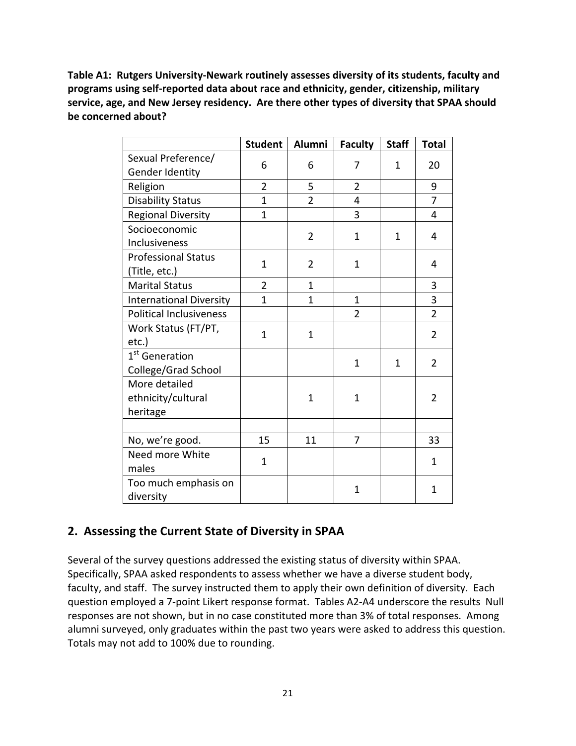**Table A1: Rutgers University-Newark routinely assesses diversity of its students, faculty and programs using self-reported data about race and ethnicity, gender, citizenship, military service, age, and New Jersey residency. Are there other types of diversity that SPAA should be concerned about?**

| | Student | Alumni | Faculty | Staff | Total |
|---|---|---|---|---|---|
| Sexual Preference/ Gender Identity | 6 | 6 | 7 | 1 | 20 |
| Religion | 2 | 5 | 2 | | 9 |
| Disability Status | 1 | 2 | 4 | | 7 |
| Regional Diversity | 1 | | 3 | | 4 |
| Socioeconomic Inclusiveness | | 2 | 1 | 1 | 4 |
| Professional Status (Title, etc.) | 1 | 2 | 1 | | 4 |
| Marital Status | 2 | 1 | | | 3 |
| International Diversity | 1 | 1 | 1 | | 3 |
| Political Inclusiveness | | | 2 | | 2 |
| Work Status (FT/PT, etc.) | 1 | 1 | | | 2 |
| 1st Generation College/Grad School | | | 1 | 1 | 2 |
| More detailed ethnicity/cultural heritage | | 1 | 1 | | 2 |
| | | | | | |
| No, we're good. | 15 | 11 | 7 | | 33 |
| Need more White males | 1 | | | | 1 |
| Too much emphasis on diversity | | | 1 | | 1 |

## 2. Assessing the Current State of Diversity in SPAA

Several of the survey questions addressed the existing status of diversity within SPAA. Specifically, SPAA asked respondents to assess whether we have a diverse student body, faculty, and staff. The survey instructed them to apply their own definition of diversity. Each question employed a 7-point Likert response format. Tables A2-A4 underscore the results Null responses are not shown, but in no case constituted more than 3% of total responses. Among alumni surveyed, only graduates within the past two years were asked to address this question. Totals may not add to 100% due to rounding.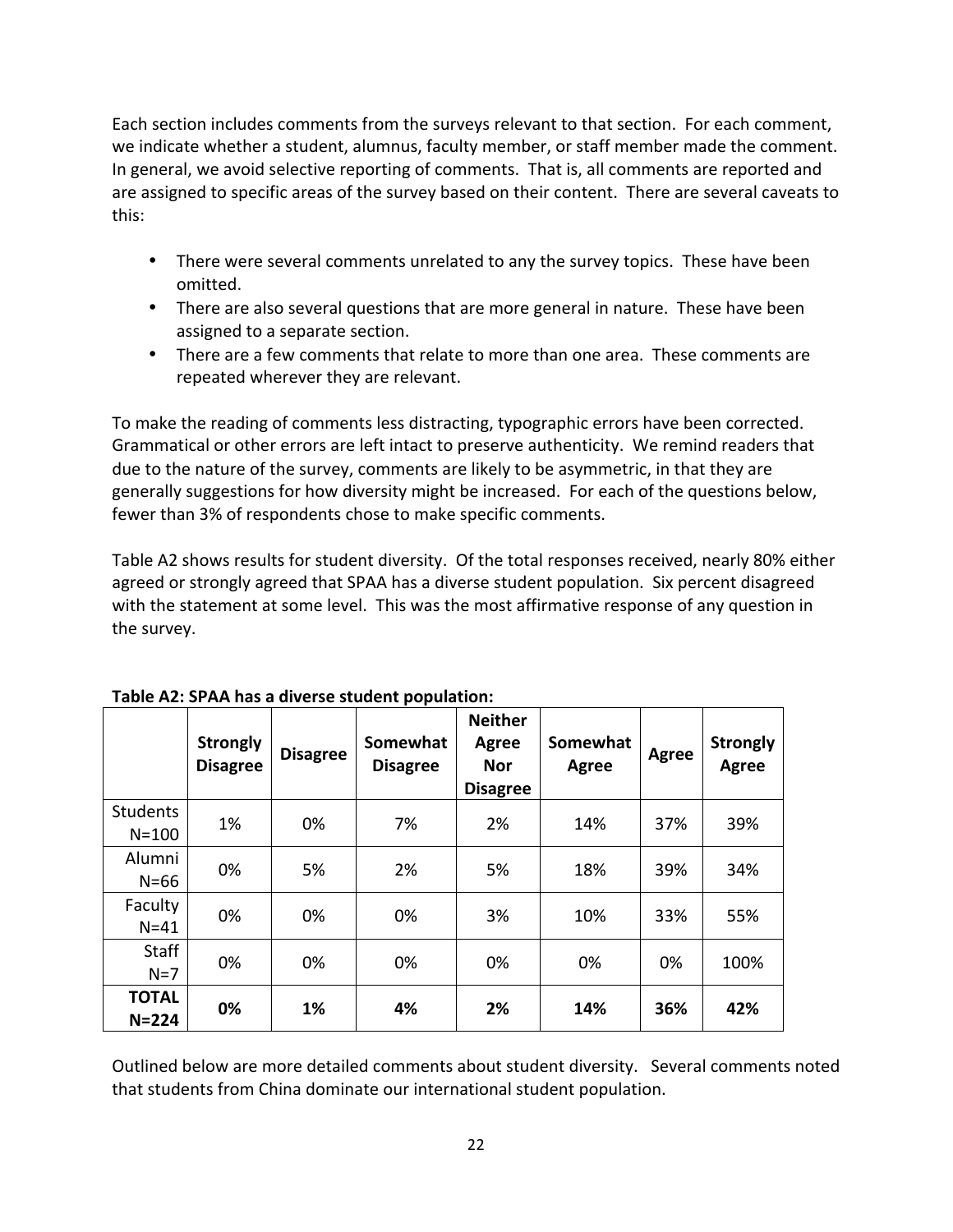Each section includes comments from the surveys relevant to that section. For each comment, we indicate whether a student, alumnus, faculty member, or staff member made the comment. In general, we avoid selective reporting of comments. That is, all comments are reported and are assigned to specific areas of the survey based on their content. There are several caveats to this:

- There were several comments unrelated to any the survey topics. These have been omitted.
- There are also several questions that are more general in nature. These have been assigned to a separate section.
- There are a few comments that relate to more than one area. These comments are repeated wherever they are relevant.

To make the reading of comments less distracting, typographic errors have been corrected. Grammatical or other errors are left intact to preserve authenticity. We remind readers that due to the nature of the survey, comments are likely to be asymmetric, in that they are generally suggestions for how diversity might be increased. For each of the questions below, fewer than 3% of respondents chose to make specific comments.

Table A2 shows results for student diversity. Of the total responses received, nearly 80% either agreed or strongly agreed that SPAA has a diverse student population. Six percent disagreed with the statement at some level. This was the most affirmative response of any question in the survey.

**Table A2: SPAA has a diverse student population:**

| | **Strongly Disagree** | **Disagree** | **Somewhat Disagree** | **Neither Agree Nor Disagree** | **Somewhat Agree** | **Agree** | **Strongly Agree** |
|---|---|---|---|---|---|---|---|
| Students N=100 | 1% | 0% | 7% | 2% | 14% | 37% | 39% |
| Alumni N=66 | 0% | 5% | 2% | 5% | 18% | 39% | 34% |
| Faculty N=41 | 0% | 0% | 0% | 3% | 10% | 33% | 55% |
| Staff N=7 | 0% | 0% | 0% | 0% | 0% | 0% | 100% |
| **TOTAL N=224** | **0%** | **1%** | **4%** | **2%** | **14%** | **36%** | **42%** |

Outlined below are more detailed comments about student diversity. Several comments noted that students from China dominate our international student population.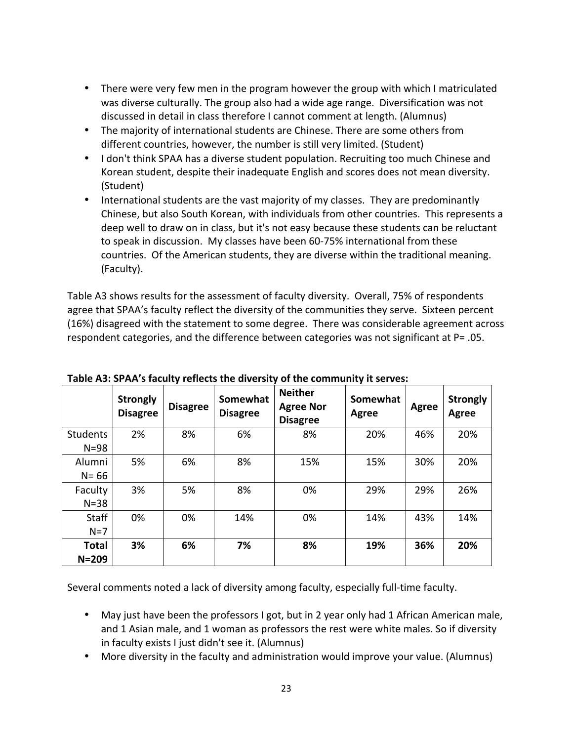- There were very few men in the program however the group with which I matriculated was diverse culturally. The group also had a wide age range. Diversification was not discussed in detail in class therefore I cannot comment at length. (Alumnus)
- The majority of international students are Chinese. There are some others from different countries, however, the number is still very limited. (Student)
- I don't think SPAA has a diverse student population. Recruiting too much Chinese and Korean student, despite their inadequate English and scores does not mean diversity. (Student)
- International students are the vast majority of my classes. They are predominantly Chinese, but also South Korean, with individuals from other countries. This represents a deep well to draw on in class, but it's not easy because these students can be reluctant to speak in discussion. My classes have been 60-75% international from these countries. Of the American students, they are diverse within the traditional meaning. (Faculty).

Table A3 shows results for the assessment of faculty diversity. Overall, 75% of respondents agree that SPAA's faculty reflect the diversity of the communities they serve. Sixteen percent (16%) disagreed with the statement to some degree. There was considerable agreement across respondent categories, and the difference between categories was not significant at P= .05.

**Table A3: SPAA's faculty reflects the diversity of the community it serves:**

| | Strongly Disagree | Disagree | Somewhat Disagree | Neither Agree Nor Disagree | Somewhat Agree | Agree | Strongly Agree |
|---|---|---|---|---|---|---|---|
| Students N=98 | 2% | 8% | 6% | 8% | 20% | 46% | 20% |
| Alumni N= 66 | 5% | 6% | 8% | 15% | 15% | 30% | 20% |
| Faculty N=38 | 3% | 5% | 8% | 0% | 29% | 29% | 26% |
| Staff N=7 | 0% | 0% | 14% | 0% | 14% | 43% | 14% |
| **Total N=209** | **3%** | **6%** | **7%** | **8%** | **19%** | **36%** | **20%** |

Several comments noted a lack of diversity among faculty, especially full-time faculty.

- May just have been the professors I got, but in 2 year only had 1 African American male, and 1 Asian male, and 1 woman as professors the rest were white males. So if diversity in faculty exists I just didn't see it. (Alumnus)
- More diversity in the faculty and administration would improve your value. (Alumnus)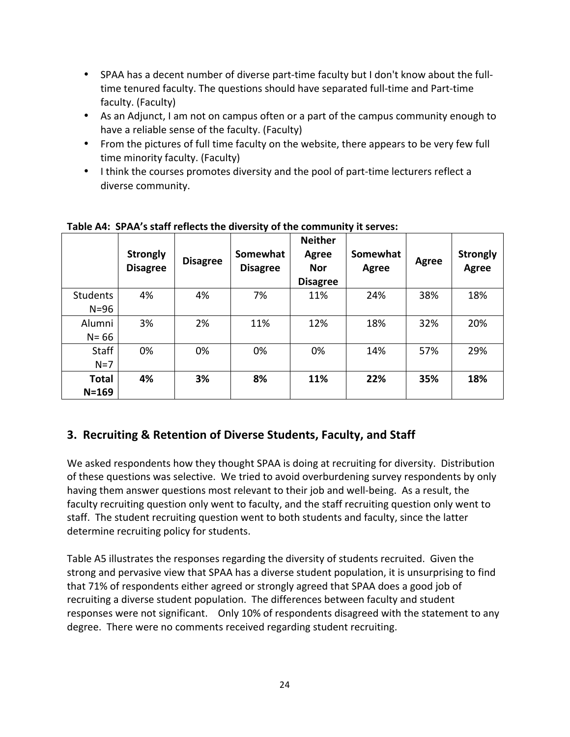- SPAA has a decent number of diverse part-time faculty but I don't know about the full-time tenured faculty. The questions should have separated full-time and Part-time faculty. (Faculty)
- As an Adjunct, I am not on campus often or a part of the campus community enough to have a reliable sense of the faculty. (Faculty)
- From the pictures of full time faculty on the website, there appears to be very few full time minority faculty. (Faculty)
- I think the courses promotes diversity and the pool of part-time lecturers reflect a diverse community.

**Table A4: SPAA's staff reflects the diversity of the community it serves:**

| | **Strongly Disagree** | **Disagree** | **Somewhat Disagree** | **Neither Agree Nor Disagree** | **Somewhat Agree** | **Agree** | **Strongly Agree** |
|---|---|---|---|---|---|---|---|
| Students N=96 | 4% | 4% | 7% | 11% | 24% | 38% | 18% |
| Alumni N= 66 | 3% | 2% | 11% | 12% | 18% | 32% | 20% |
| Staff N=7 | 0% | 0% | 0% | 0% | 14% | 57% | 29% |
| **Total N=169** | **4%** | **3%** | **8%** | **11%** | **22%** | **35%** | **18%** |

## 3. Recruiting & Retention of Diverse Students, Faculty, and Staff

We asked respondents how they thought SPAA is doing at recruiting for diversity. Distribution of these questions was selective. We tried to avoid overburdening survey respondents by only having them answer questions most relevant to their job and well-being. As a result, the faculty recruiting question only went to faculty, and the staff recruiting question only went to staff. The student recruiting question went to both students and faculty, since the latter determine recruiting policy for students.

Table A5 illustrates the responses regarding the diversity of students recruited. Given the strong and pervasive view that SPAA has a diverse student population, it is unsurprising to find that 71% of respondents either agreed or strongly agreed that SPAA does a good job of recruiting a diverse student population. The differences between faculty and student responses were not significant. Only 10% of respondents disagreed with the statement to any degree. There were no comments received regarding student recruiting.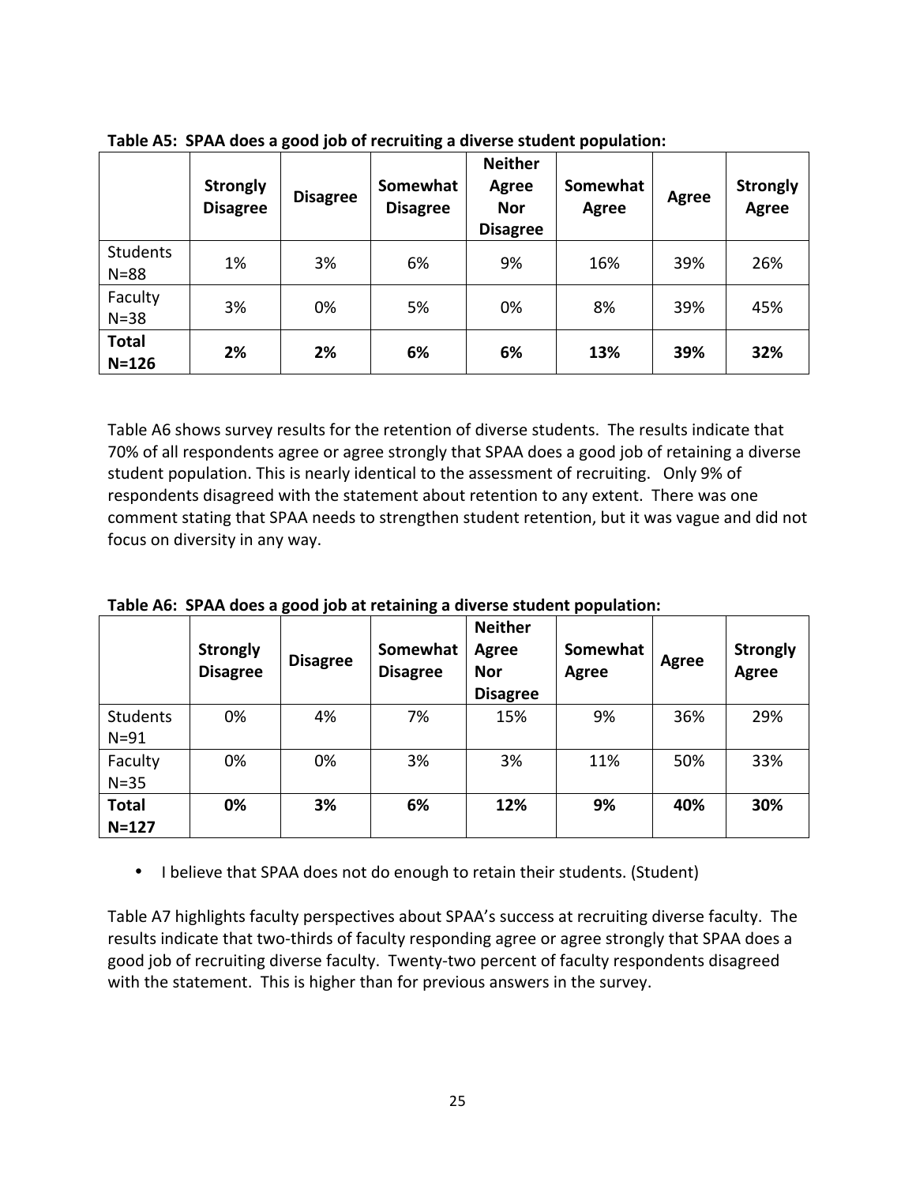**Table A5: SPAA does a good job of recruiting a diverse student population:**

| | Strongly Disagree | Disagree | Somewhat Disagree | Neither Agree Nor Disagree | Somewhat Agree | Agree | Strongly Agree |
|---|---|---|---|---|---|---|---|
| Students N=88 | 1% | 3% | 6% | 9% | 16% | 39% | 26% |
| Faculty N=38 | 3% | 0% | 5% | 0% | 8% | 39% | 45% |
| **Total N=126** | **2%** | **2%** | **6%** | **6%** | **13%** | **39%** | **32%** |

Table A6 shows survey results for the retention of diverse students. The results indicate that 70% of all respondents agree or agree strongly that SPAA does a good job of retaining a diverse student population. This is nearly identical to the assessment of recruiting. Only 9% of respondents disagreed with the statement about retention to any extent. There was one comment stating that SPAA needs to strengthen student retention, but it was vague and did not focus on diversity in any way.

**Table A6: SPAA does a good job at retaining a diverse student population:**

| | Strongly Disagree | Disagree | Somewhat Disagree | Neither Agree Nor Disagree | Somewhat Agree | Agree | Strongly Agree |
|---|---|---|---|---|---|---|---|
| Students N=91 | 0% | 4% | 7% | 15% | 9% | 36% | 29% |
| Faculty N=35 | 0% | 0% | 3% | 3% | 11% | 50% | 33% |
| **Total N=127** | **0%** | **3%** | **6%** | **12%** | **9%** | **40%** | **30%** |

- I believe that SPAA does not do enough to retain their students. (Student)

Table A7 highlights faculty perspectives about SPAA's success at recruiting diverse faculty. The results indicate that two-thirds of faculty responding agree or agree strongly that SPAA does a good job of recruiting diverse faculty. Twenty-two percent of faculty respondents disagreed with the statement. This is higher than for previous answers in the survey.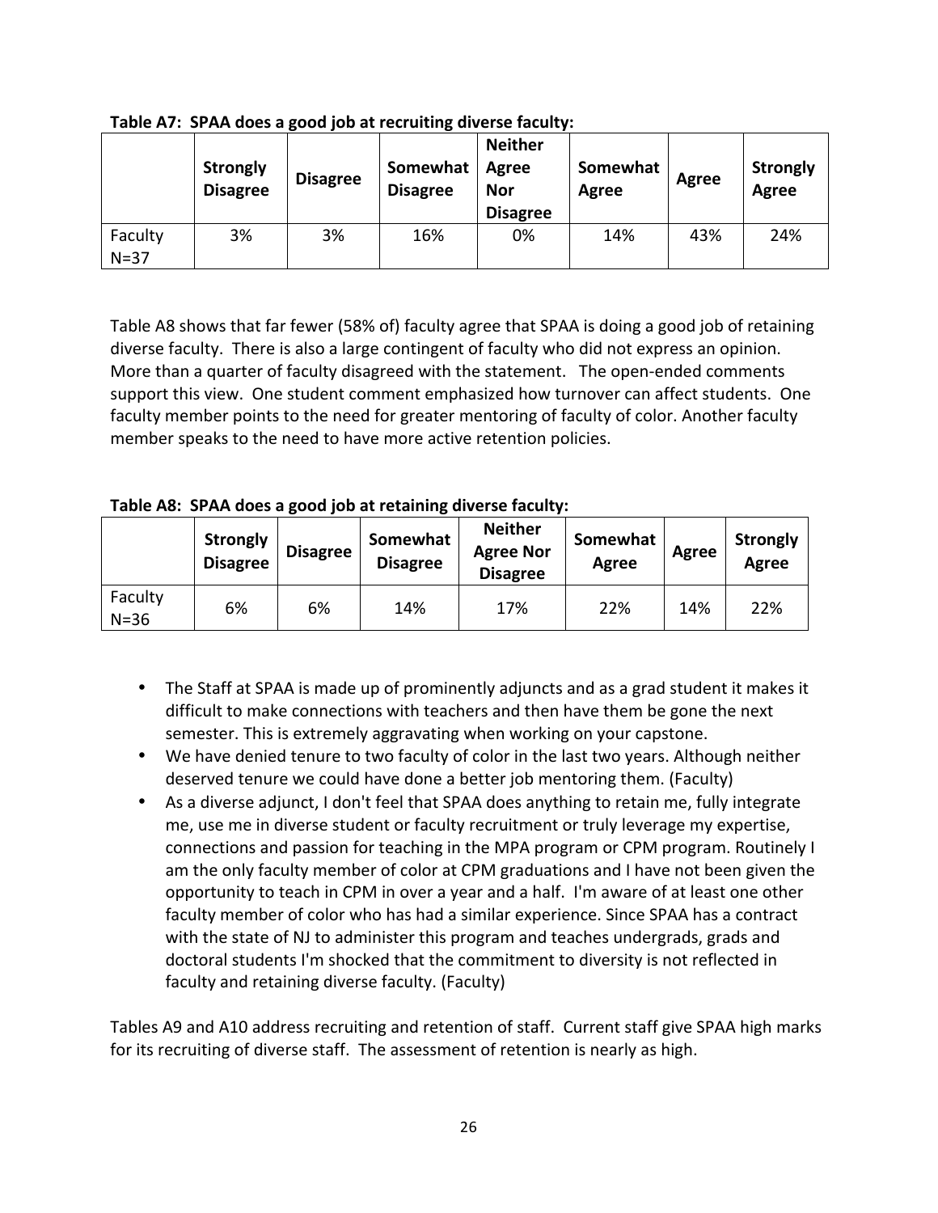**Table A7: SPAA does a good job at recruiting diverse faculty:**

| | Strongly Disagree | Disagree | Somewhat Disagree | Neither Agree Nor Disagree | Somewhat Agree | Agree | Strongly Agree |
|---|---|---|---|---|---|---|---|
| Faculty N=37 | 3% | 3% | 16% | 0% | 14% | 43% | 24% |

Table A8 shows that far fewer (58% of) faculty agree that SPAA is doing a good job of retaining diverse faculty. There is also a large contingent of faculty who did not express an opinion. More than a quarter of faculty disagreed with the statement. The open-ended comments support this view. One student comment emphasized how turnover can affect students. One faculty member points to the need for greater mentoring of faculty of color. Another faculty member speaks to the need to have more active retention policies.

**Table A8: SPAA does a good job at retaining diverse faculty:**

| | Strongly Disagree | Disagree | Somewhat Disagree | Neither Agree Nor Disagree | Somewhat Agree | Agree | Strongly Agree |
|---|---|---|---|---|---|---|---|
| Faculty N=36 | 6% | 6% | 14% | 17% | 22% | 14% | 22% |

- The Staff at SPAA is made up of prominently adjuncts and as a grad student it makes it difficult to make connections with teachers and then have them be gone the next semester. This is extremely aggravating when working on your capstone.
- We have denied tenure to two faculty of color in the last two years. Although neither deserved tenure we could have done a better job mentoring them. (Faculty)
- As a diverse adjunct, I don't feel that SPAA does anything to retain me, fully integrate me, use me in diverse student or faculty recruitment or truly leverage my expertise, connections and passion for teaching in the MPA program or CPM program. Routinely I am the only faculty member of color at CPM graduations and I have not been given the opportunity to teach in CPM in over a year and a half. I'm aware of at least one other faculty member of color who has had a similar experience. Since SPAA has a contract with the state of NJ to administer this program and teaches undergrads, grads and doctoral students I'm shocked that the commitment to diversity is not reflected in faculty and retaining diverse faculty. (Faculty)

Tables A9 and A10 address recruiting and retention of staff. Current staff give SPAA high marks for its recruiting of diverse staff. The assessment of retention is nearly as high.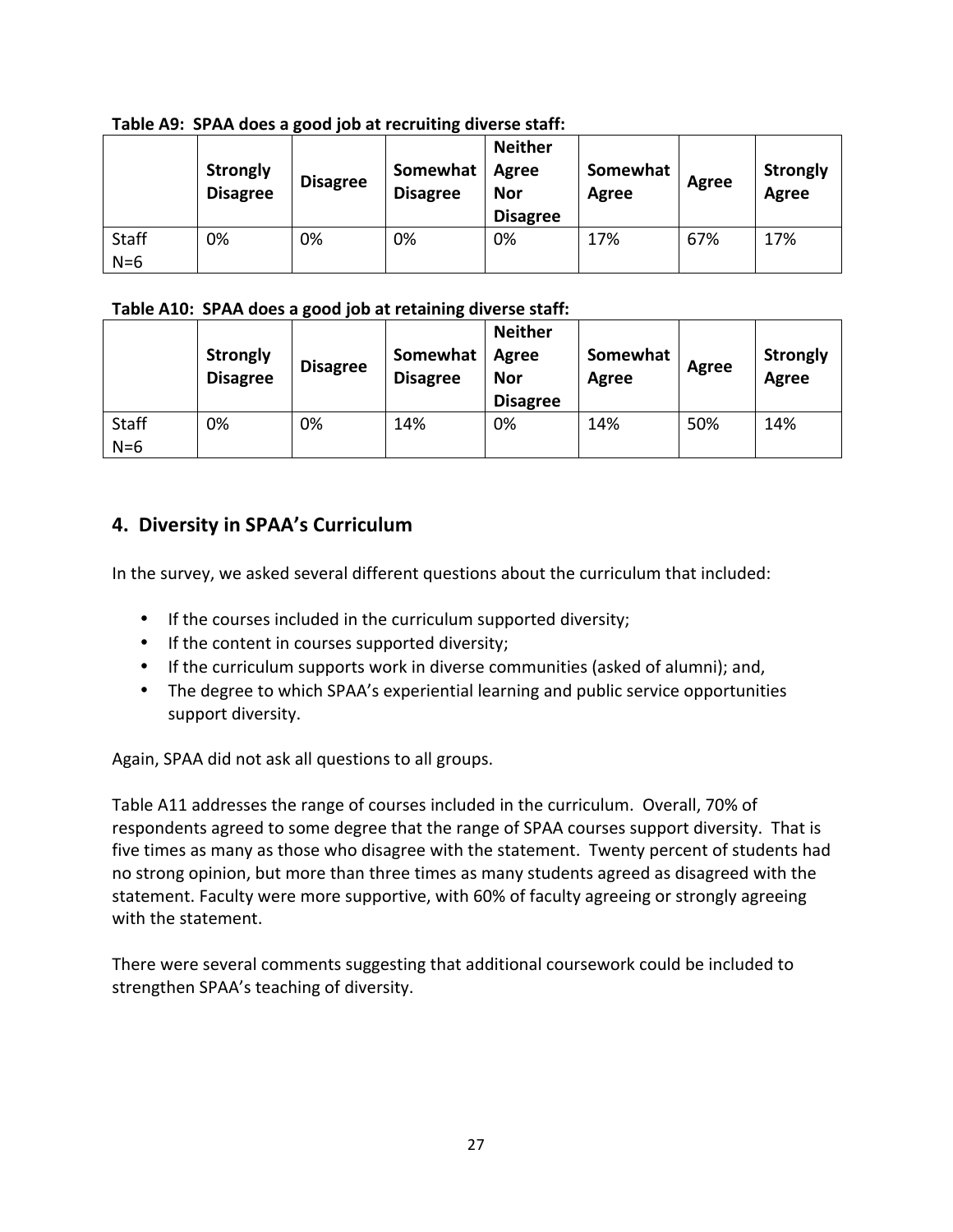**Table A9: SPAA does a good job at recruiting diverse staff:**

| | Strongly Disagree | Disagree | Somewhat Disagree | Neither Agree Nor Disagree | Somewhat Agree | Agree | Strongly Agree |
|---|---|---|---|---|---|---|---|
| Staff N=6 | 0% | 0% | 0% | 0% | 17% | 67% | 17% |

**Table A10: SPAA does a good job at retaining diverse staff:**

| | Strongly Disagree | Disagree | Somewhat Disagree | Neither Agree Nor Disagree | Somewhat Agree | Agree | Strongly Agree |
|---|---|---|---|---|---|---|---|
| Staff N=6 | 0% | 0% | 14% | 0% | 14% | 50% | 14% |

## 4. Diversity in SPAA's Curriculum

In the survey, we asked several different questions about the curriculum that included:

- If the courses included in the curriculum supported diversity;
- If the content in courses supported diversity;
- If the curriculum supports work in diverse communities (asked of alumni); and,
- The degree to which SPAA's experiential learning and public service opportunities support diversity.

Again, SPAA did not ask all questions to all groups.

Table A11 addresses the range of courses included in the curriculum. Overall, 70% of respondents agreed to some degree that the range of SPAA courses support diversity. That is five times as many as those who disagree with the statement. Twenty percent of students had no strong opinion, but more than three times as many students agreed as disagreed with the statement. Faculty were more supportive, with 60% of faculty agreeing or strongly agreeing with the statement.

There were several comments suggesting that additional coursework could be included to strengthen SPAA's teaching of diversity.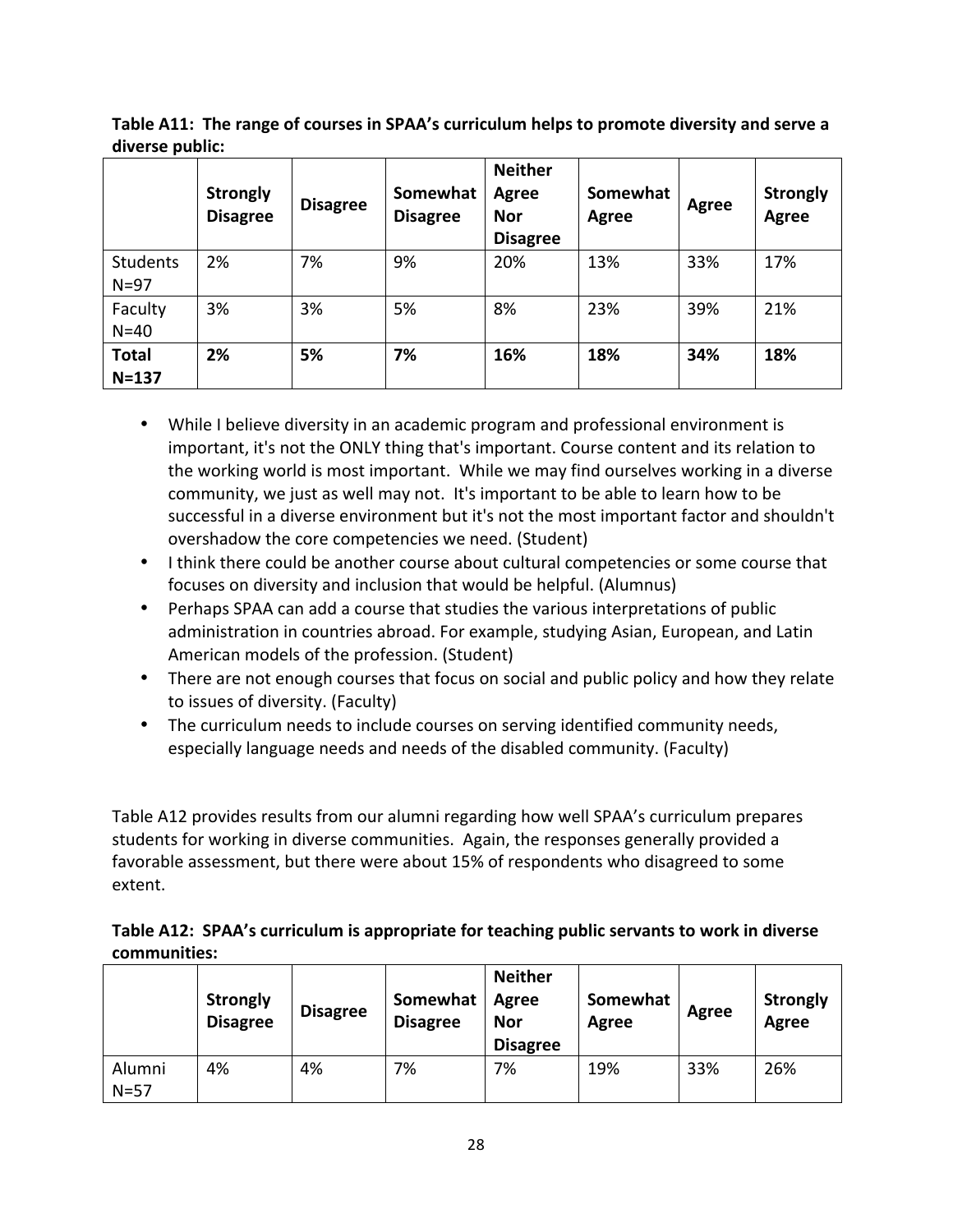**Table A11: The range of courses in SPAA's curriculum helps to promote diversity and serve a diverse public:**

| | Strongly Disagree | Disagree | Somewhat Disagree | Neither Agree Nor Disagree | Somewhat Agree | Agree | Strongly Agree |
|---|---|---|---|---|---|---|---|
| Students N=97 | 2% | 7% | 9% | 20% | 13% | 33% | 17% |
| Faculty N=40 | 3% | 3% | 5% | 8% | 23% | 39% | 21% |
| **Total N=137** | **2%** | **5%** | **7%** | **16%** | **18%** | **34%** | **18%** |

- While I believe diversity in an academic program and professional environment is important, it's not the ONLY thing that's important. Course content and its relation to the working world is most important. While we may find ourselves working in a diverse community, we just as well may not. It's important to be able to learn how to be successful in a diverse environment but it's not the most important factor and shouldn't overshadow the core competencies we need. (Student)
- I think there could be another course about cultural competencies or some course that focuses on diversity and inclusion that would be helpful. (Alumnus)
- Perhaps SPAA can add a course that studies the various interpretations of public administration in countries abroad. For example, studying Asian, European, and Latin American models of the profession. (Student)
- There are not enough courses that focus on social and public policy and how they relate to issues of diversity. (Faculty)
- The curriculum needs to include courses on serving identified community needs, especially language needs and needs of the disabled community. (Faculty)

Table A12 provides results from our alumni regarding how well SPAA's curriculum prepares students for working in diverse communities. Again, the responses generally provided a favorable assessment, but there were about 15% of respondents who disagreed to some extent.

**Table A12: SPAA's curriculum is appropriate for teaching public servants to work in diverse communities:**

| | Strongly Disagree | Disagree | Somewhat Disagree | Neither Agree Nor Disagree | Somewhat Agree | Agree | Strongly Agree |
|---|---|---|---|---|---|---|---|
| Alumni N=57 | 4% | 4% | 7% | 7% | 19% | 33% | 26% |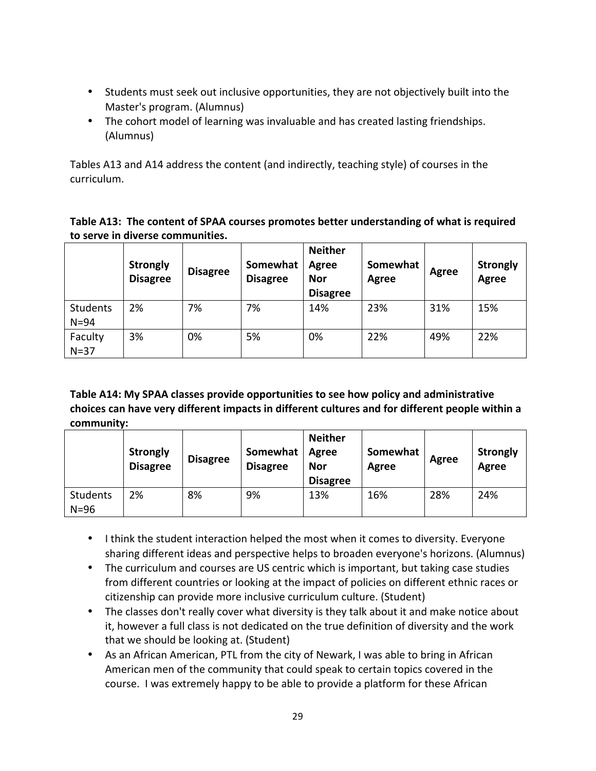- Students must seek out inclusive opportunities, they are not objectively built into the Master's program. (Alumnus)
- The cohort model of learning was invaluable and has created lasting friendships. (Alumnus)

Tables A13 and A14 address the content (and indirectly, teaching style) of courses in the curriculum.

**Table A13: The content of SPAA courses promotes better understanding of what is required to serve in diverse communities.**

| | Strongly Disagree | Disagree | Somewhat Disagree | Neither Agree Nor Disagree | Somewhat Agree | Agree | Strongly Agree |
|---|---|---|---|---|---|---|---|
| Students N=94 | 2% | 7% | 7% | 14% | 23% | 31% | 15% |
| Faculty N=37 | 3% | 0% | 5% | 0% | 22% | 49% | 22% |

**Table A14: My SPAA classes provide opportunities to see how policy and administrative choices can have very different impacts in different cultures and for different people within a community:**

| | Strongly Disagree | Disagree | Somewhat Disagree | Neither Agree Nor Disagree | Somewhat Agree | Agree | Strongly Agree |
|---|---|---|---|---|---|---|---|
| Students N=96 | 2% | 8% | 9% | 13% | 16% | 28% | 24% |

- I think the student interaction helped the most when it comes to diversity. Everyone sharing different ideas and perspective helps to broaden everyone's horizons. (Alumnus)
- The curriculum and courses are US centric which is important, but taking case studies from different countries or looking at the impact of policies on different ethnic races or citizenship can provide more inclusive curriculum culture. (Student)
- The classes don't really cover what diversity is they talk about it and make notice about it, however a full class is not dedicated on the true definition of diversity and the work that we should be looking at. (Student)
- As an African American, PTL from the city of Newark, I was able to bring in African American men of the community that could speak to certain topics covered in the course. I was extremely happy to be able to provide a platform for these African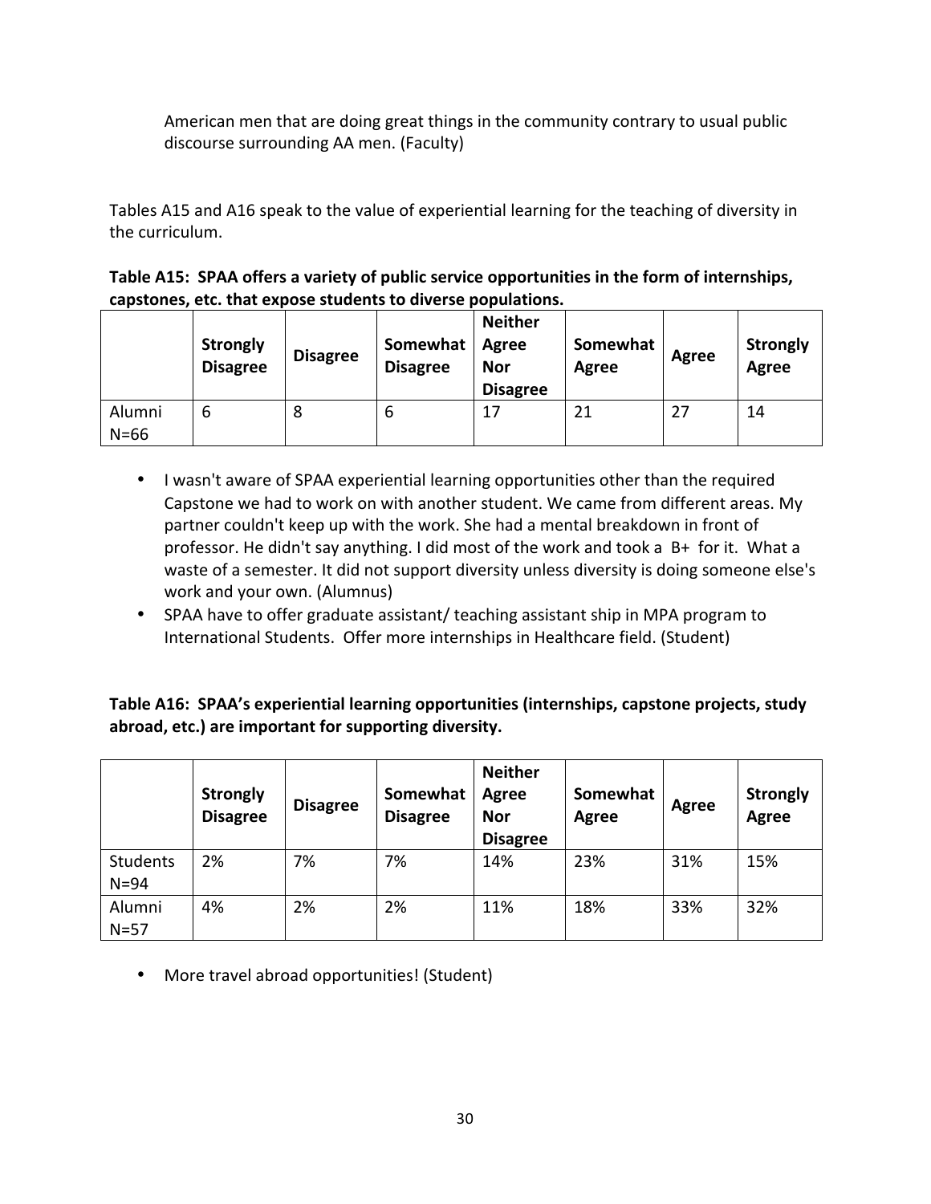American men that are doing great things in the community contrary to usual public discourse surrounding AA men. (Faculty)

Tables A15 and A16 speak to the value of experiential learning for the teaching of diversity in the curriculum.

**Table A15: SPAA offers a variety of public service opportunities in the form of internships, capstones, etc. that expose students to diverse populations.**

| | Strongly Disagree | Disagree | Somewhat Disagree | Neither Agree Nor Disagree | Somewhat Agree | Agree | Strongly Agree |
|---|---|---|---|---|---|---|---|
| Alumni N=66 | 6 | 8 | 6 | 17 | 21 | 27 | 14 |

- I wasn't aware of SPAA experiential learning opportunities other than the required Capstone we had to work on with another student. We came from different areas. My partner couldn't keep up with the work. She had a mental breakdown in front of professor. He didn't say anything. I did most of the work and took a B+ for it. What a waste of a semester. It did not support diversity unless diversity is doing someone else's work and your own. (Alumnus)
- SPAA have to offer graduate assistant/ teaching assistant ship in MPA program to International Students. Offer more internships in Healthcare field. (Student)

**Table A16: SPAA's experiential learning opportunities (internships, capstone projects, study abroad, etc.) are important for supporting diversity.**

| | Strongly Disagree | Disagree | Somewhat Disagree | Neither Agree Nor Disagree | Somewhat Agree | Agree | Strongly Agree |
|---|---|---|---|---|---|---|---|
| Students N=94 | 2% | 7% | 7% | 14% | 23% | 31% | 15% |
| Alumni N=57 | 4% | 2% | 2% | 11% | 18% | 33% | 32% |

- More travel abroad opportunities! (Student)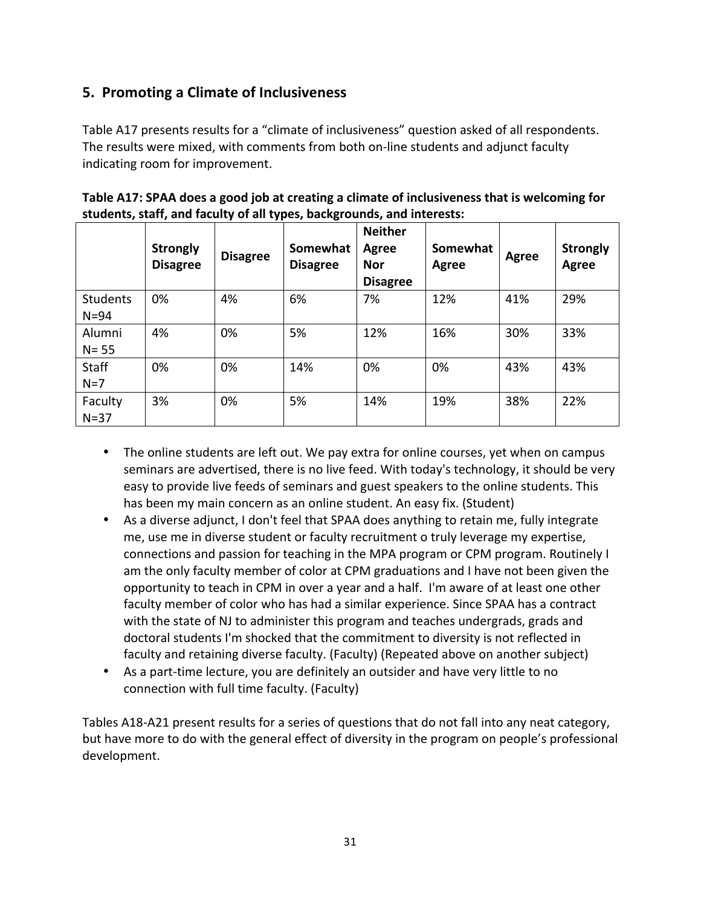## 5. Promoting a Climate of Inclusiveness

Table A17 presents results for a "climate of inclusiveness" question asked of all respondents. The results were mixed, with comments from both on-line students and adjunct faculty indicating room for improvement.

**Table A17: SPAA does a good job at creating a climate of inclusiveness that is welcoming for students, staff, and faculty of all types, backgrounds, and interests:**

| | Strongly Disagree | Disagree | Somewhat Disagree | Neither Agree Nor Disagree | Somewhat Agree | Agree | Strongly Agree |
|---|---|---|---|---|---|---|---|
| Students N=94 | 0% | 4% | 6% | 7% | 12% | 41% | 29% |
| Alumni N= 55 | 4% | 0% | 5% | 12% | 16% | 30% | 33% |
| Staff N=7 | 0% | 0% | 14% | 0% | 0% | 43% | 43% |
| Faculty N=37 | 3% | 0% | 5% | 14% | 19% | 38% | 22% |

- The online students are left out. We pay extra for online courses, yet when on campus seminars are advertised, there is no live feed. With today's technology, it should be very easy to provide live feeds of seminars and guest speakers to the online students. This has been my main concern as an online student. An easy fix. (Student)
- As a diverse adjunct, I don't feel that SPAA does anything to retain me, fully integrate me, use me in diverse student or faculty recruitment o truly leverage my expertise, connections and passion for teaching in the MPA program or CPM program. Routinely I am the only faculty member of color at CPM graduations and I have not been given the opportunity to teach in CPM in over a year and a half. I'm aware of at least one other faculty member of color who has had a similar experience. Since SPAA has a contract with the state of NJ to administer this program and teaches undergrads, grads and doctoral students I'm shocked that the commitment to diversity is not reflected in faculty and retaining diverse faculty. (Faculty) (Repeated above on another subject)
- As a part-time lecture, you are definitely an outsider and have very little to no connection with full time faculty. (Faculty)

Tables A18-A21 present results for a series of questions that do not fall into any neat category, but have more to do with the general effect of diversity in the program on people's professional development.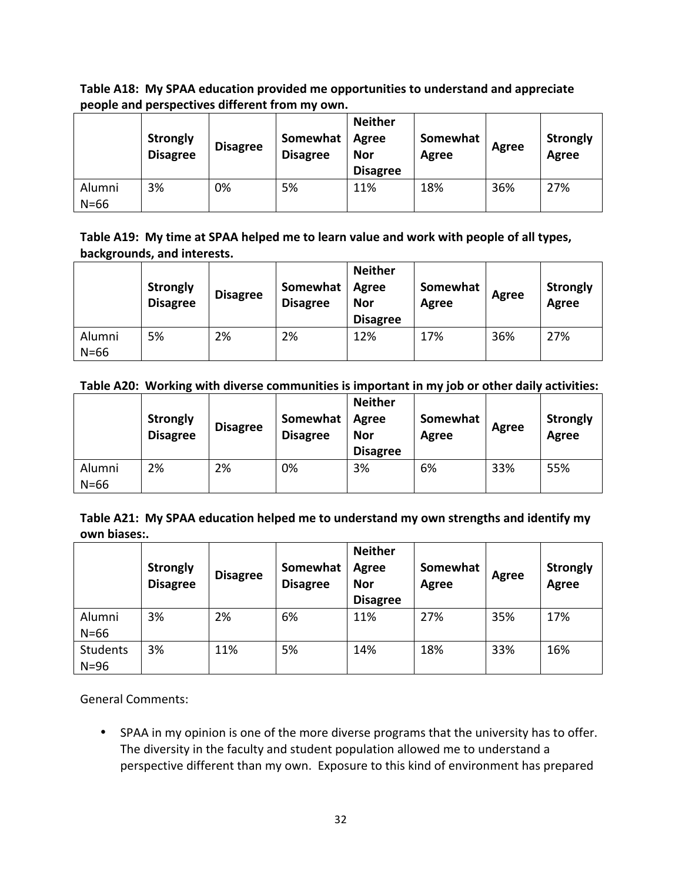**Table A18: My SPAA education provided me opportunities to understand and appreciate people and perspectives different from my own.**

| | Strongly Disagree | Disagree | Somewhat Disagree | Neither Agree Nor Disagree | Somewhat Agree | Agree | Strongly Agree |
|---|---|---|---|---|---|---|---|
| Alumni N=66 | 3% | 0% | 5% | 11% | 18% | 36% | 27% |

**Table A19: My time at SPAA helped me to learn value and work with people of all types, backgrounds, and interests.**

| | Strongly Disagree | Disagree | Somewhat Disagree | Neither Agree Nor Disagree | Somewhat Agree | Agree | Strongly Agree |
|---|---|---|---|---|---|---|---|
| Alumni N=66 | 5% | 2% | 2% | 12% | 17% | 36% | 27% |

**Table A20: Working with diverse communities is important in my job or other daily activities:**

| | Strongly Disagree | Disagree | Somewhat Disagree | Neither Agree Nor Disagree | Somewhat Agree | Agree | Strongly Agree |
|---|---|---|---|---|---|---|---|
| Alumni N=66 | 2% | 2% | 0% | 3% | 6% | 33% | 55% |

**Table A21: My SPAA education helped me to understand my own strengths and identify my own biases:.**

| | Strongly Disagree | Disagree | Somewhat Disagree | Neither Agree Nor Disagree | Somewhat Agree | Agree | Strongly Agree |
|---|---|---|---|---|---|---|---|
| Alumni N=66 | 3% | 2% | 6% | 11% | 27% | 35% | 17% |
| Students N=96 | 3% | 11% | 5% | 14% | 18% | 33% | 16% |

General Comments:

- SPAA in my opinion is one of the more diverse programs that the university has to offer. The diversity in the faculty and student population allowed me to understand a perspective different than my own. Exposure to this kind of environment has prepared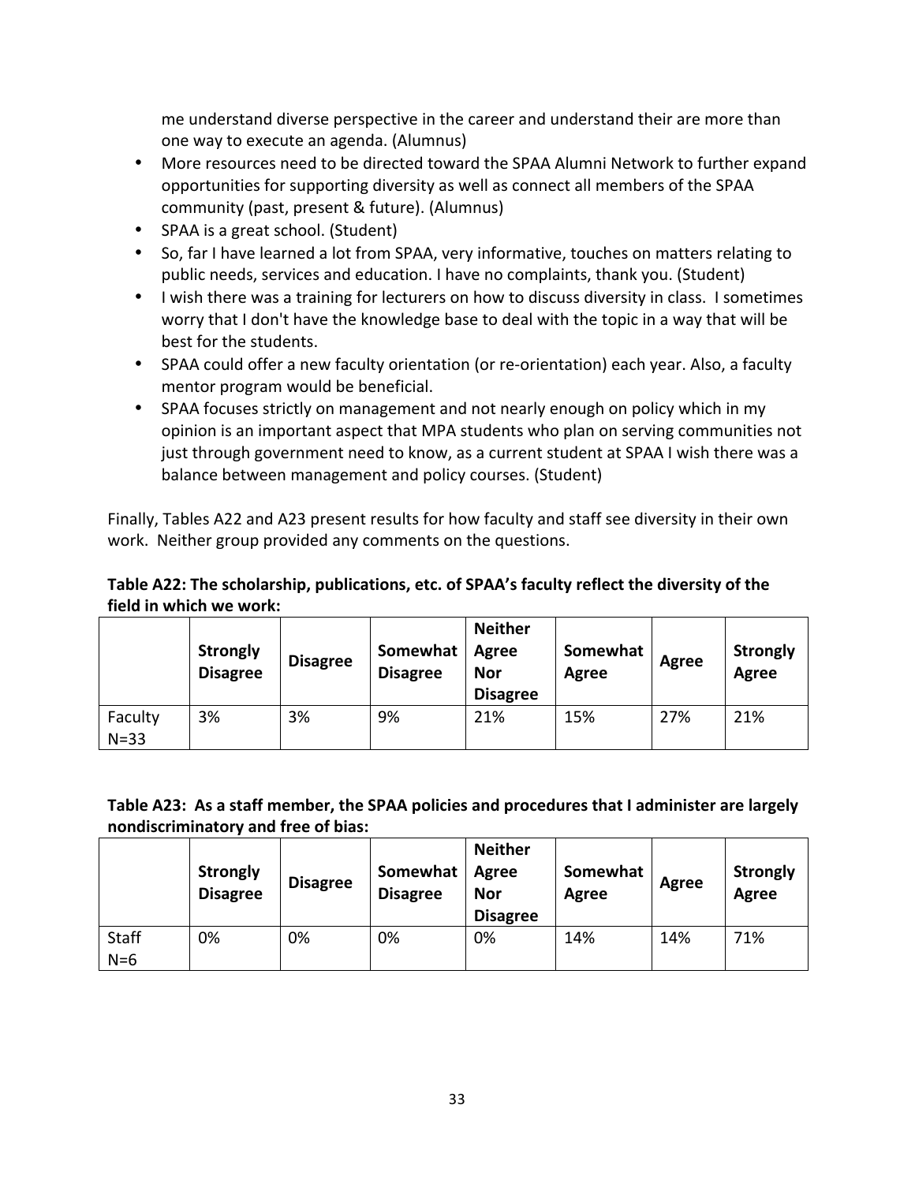me understand diverse perspective in the career and understand their are more than one way to execute an agenda. (Alumnus)

- More resources need to be directed toward the SPAA Alumni Network to further expand opportunities for supporting diversity as well as connect all members of the SPAA community (past, present & future). (Alumnus)
- SPAA is a great school. (Student)
- So, far I have learned a lot from SPAA, very informative, touches on matters relating to public needs, services and education. I have no complaints, thank you. (Student)
- I wish there was a training for lecturers on how to discuss diversity in class. I sometimes worry that I don't have the knowledge base to deal with the topic in a way that will be best for the students.
- SPAA could offer a new faculty orientation (or re-orientation) each year. Also, a faculty mentor program would be beneficial.
- SPAA focuses strictly on management and not nearly enough on policy which in my opinion is an important aspect that MPA students who plan on serving communities not just through government need to know, as a current student at SPAA I wish there was a balance between management and policy courses. (Student)

Finally, Tables A22 and A23 present results for how faculty and staff see diversity in their own work. Neither group provided any comments on the questions.

**Table A22: The scholarship, publications, etc. of SPAA's faculty reflect the diversity of the field in which we work:**

| | Strongly Disagree | Disagree | Somewhat Disagree | Neither Agree Nor Disagree | Somewhat Agree | Agree | Strongly Agree |
|---|---|---|---|---|---|---|---|
| Faculty N=33 | 3% | 3% | 9% | 21% | 15% | 27% | 21% |

**Table A23: As a staff member, the SPAA policies and procedures that I administer are largely nondiscriminatory and free of bias:**

| | Strongly Disagree | Disagree | Somewhat Disagree | Neither Agree Nor Disagree | Somewhat Agree | Agree | Strongly Agree |
|---|---|---|---|---|---|---|---|
| Staff N=6 | 0% | 0% | 0% | 0% | 14% | 14% | 71% |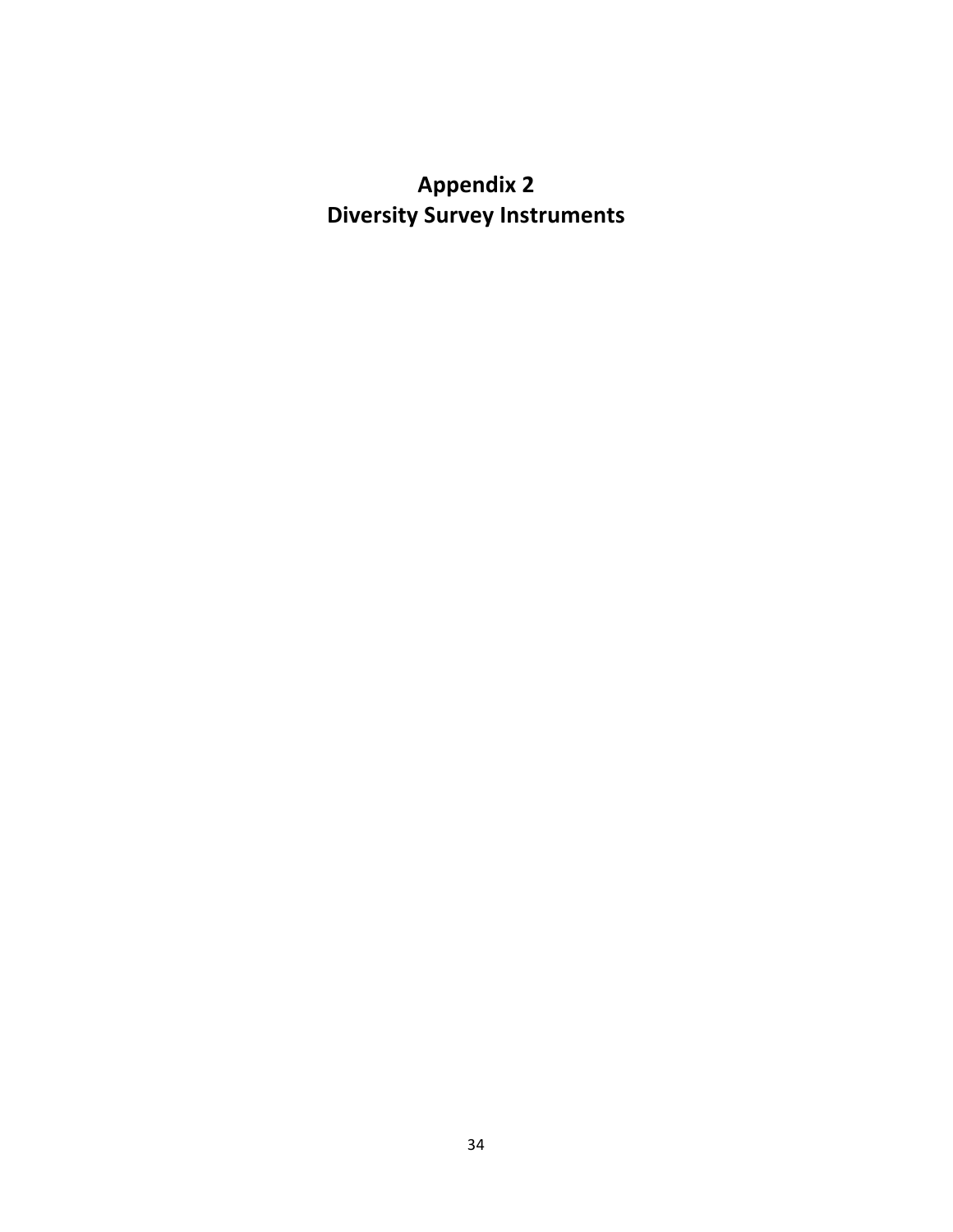# Appendix 2
# Diversity Survey Instruments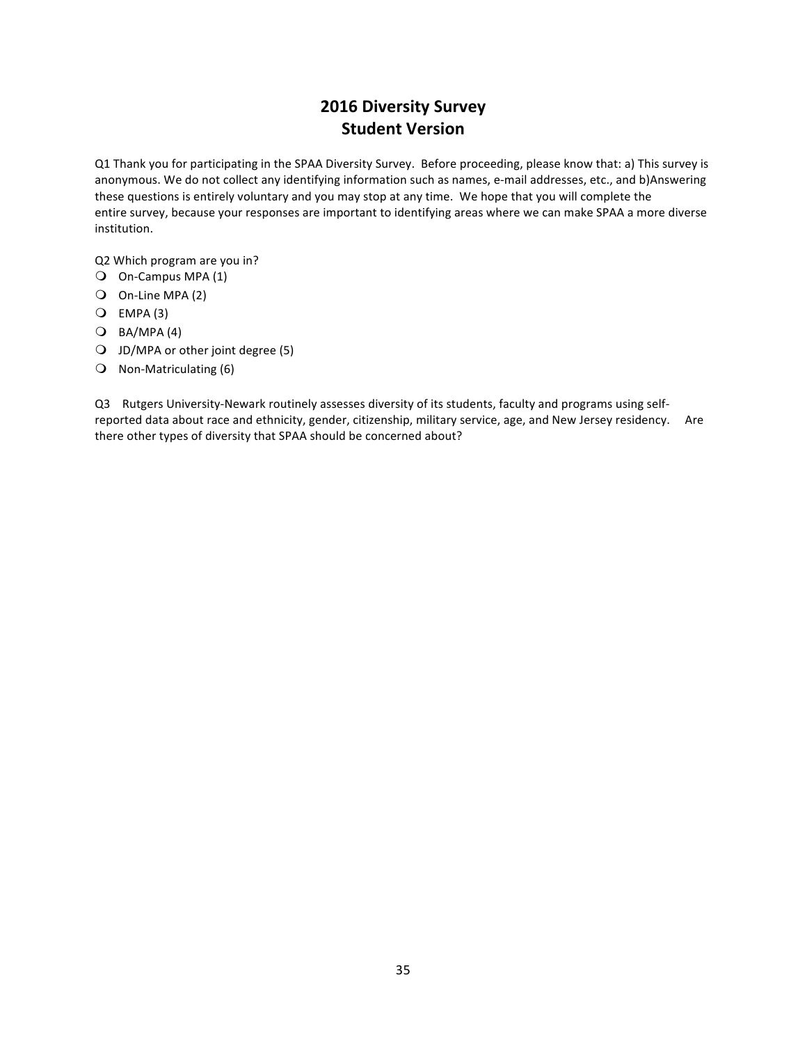# 2016 Diversity Survey
# Student Version

Q1 Thank you for participating in the SPAA Diversity Survey. Before proceeding, please know that: a) This survey is anonymous. We do not collect any identifying information such as names, e-mail addresses, etc., and b)Answering these questions is entirely voluntary and you may stop at any time. We hope that you will complete the entire survey, because your responses are important to identifying areas where we can make SPAA a more diverse institution.

Q2 Which program are you in?

- On-Campus MPA (1)
- On-Line MPA (2)
- EMPA (3)
- BA/MPA (4)
- JD/MPA or other joint degree (5)
- Non-Matriculating (6)

Q3 Rutgers University-Newark routinely assesses diversity of its students, faculty and programs using self-reported data about race and ethnicity, gender, citizenship, military service, age, and New Jersey residency. Are there other types of diversity that SPAA should be concerned about?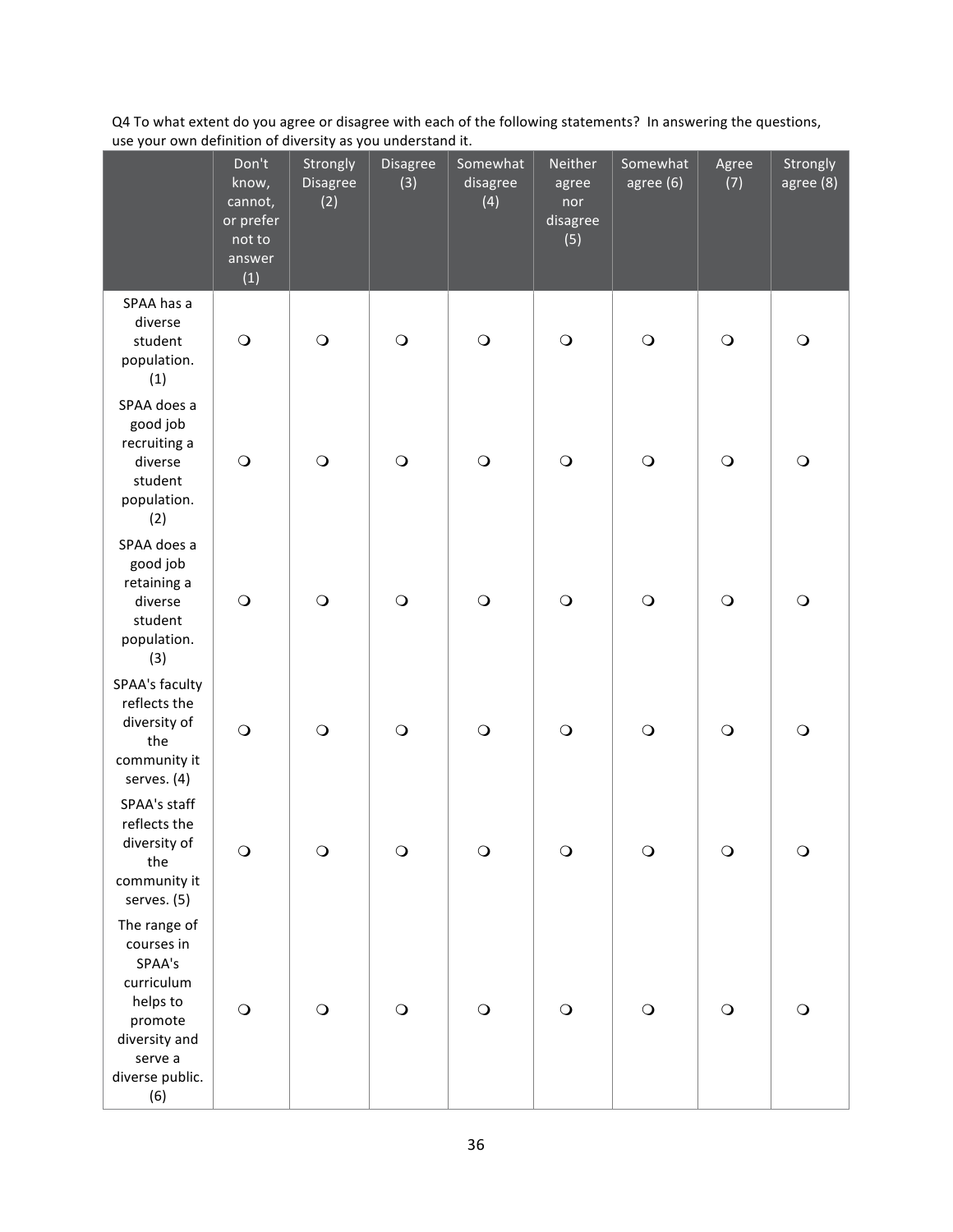Q4 To what extent do you agree or disagree with each of the following statements? In answering the questions, use your own definition of diversity as you understand it.

| | Don't know, cannot, or prefer not to answer (1) | Strongly Disagree (2) | Disagree (3) | Somewhat disagree (4) | Neither agree nor disagree (5) | Somewhat agree (6) | Agree (7) | Strongly agree (8) |
|---|---|---|---|---|---|---|---|---|
| SPAA has a diverse student population. (1) | ❍ | ❍ | ❍ | ❍ | ❍ | ❍ | ❍ | ❍ |
| SPAA does a good job recruiting a diverse student population. (2) | ❍ | ❍ | ❍ | ❍ | ❍ | ❍ | ❍ | ❍ |
| SPAA does a good job retaining a diverse student population. (3) | ❍ | ❍ | ❍ | ❍ | ❍ | ❍ | ❍ | ❍ |
| SPAA's faculty reflects the diversity of the community it serves. (4) | ❍ | ❍ | ❍ | ❍ | ❍ | ❍ | ❍ | ❍ |
| SPAA's staff reflects the diversity of the community it serves. (5) | ❍ | ❍ | ❍ | ❍ | ❍ | ❍ | ❍ | ❍ |
| The range of courses in SPAA's curriculum helps to promote diversity and serve a diverse public. (6) | ❍ | ❍ | ❍ | ❍ | ❍ | ❍ | ❍ | ❍ |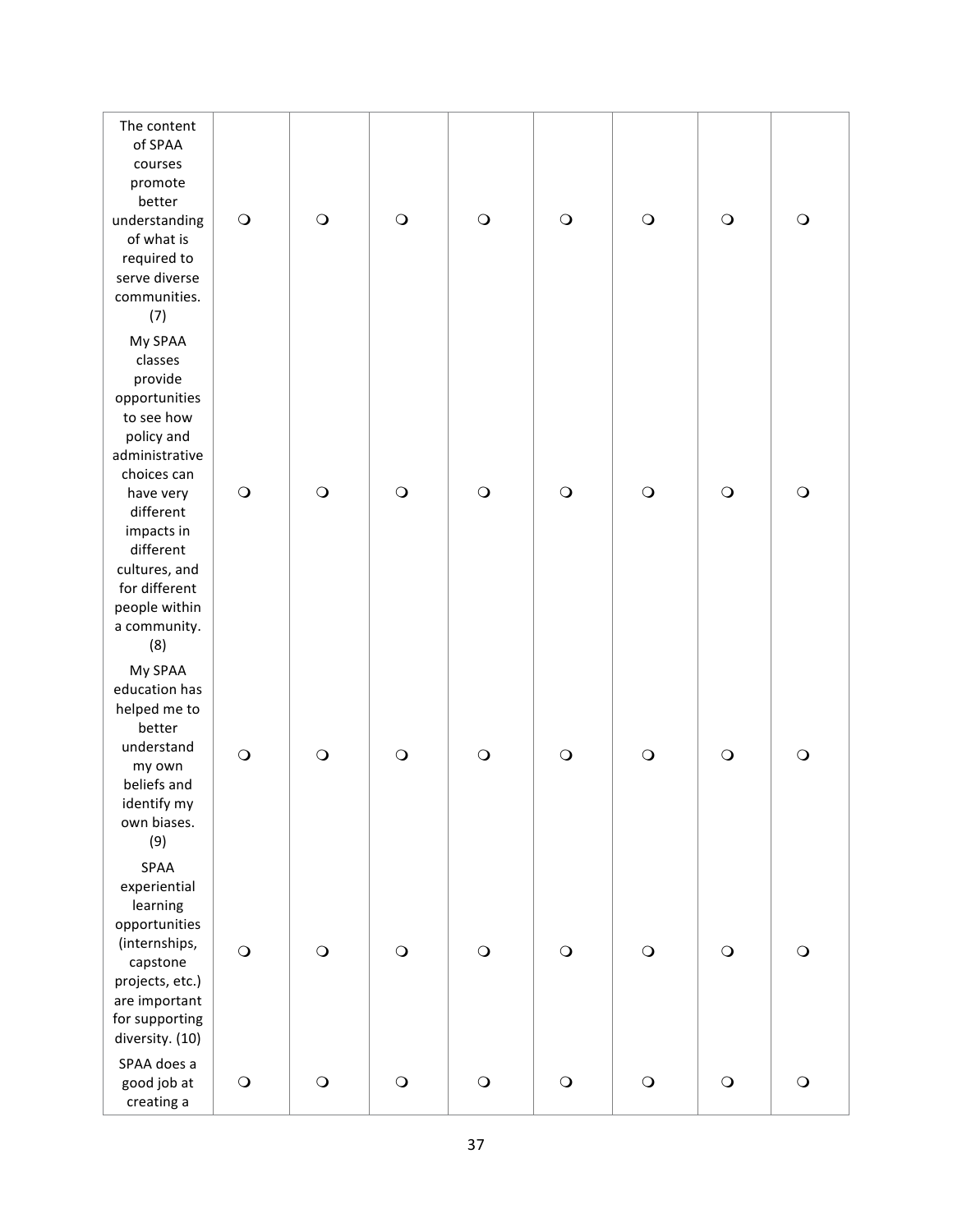| | | | | | | | | |
|---|---|---|---|---|---|---|---|---|
| The content of SPAA courses promote better understanding of what is required to serve diverse communities. (7) | ❍ | ❍ | ❍ | ❍ | ❍ | ❍ | ❍ | ❍ |
| My SPAA classes provide opportunities to see how policy and administrative choices can have very different impacts in different cultures, and for different people within a community. (8) | ❍ | ❍ | ❍ | ❍ | ❍ | ❍ | ❍ | ❍ |
| My SPAA education has helped me to better understand my own beliefs and identify my own biases. (9) | ❍ | ❍ | ❍ | ❍ | ❍ | ❍ | ❍ | ❍ |
| SPAA experiential learning opportunities (internships, capstone projects, etc.) are important for supporting diversity. (10) | ❍ | ❍ | ❍ | ❍ | ❍ | ❍ | ❍ | ❍ |
| SPAA does a good job at creating a | ❍ | ❍ | ❍ | ❍ | ❍ | ❍ | ❍ | ❍ |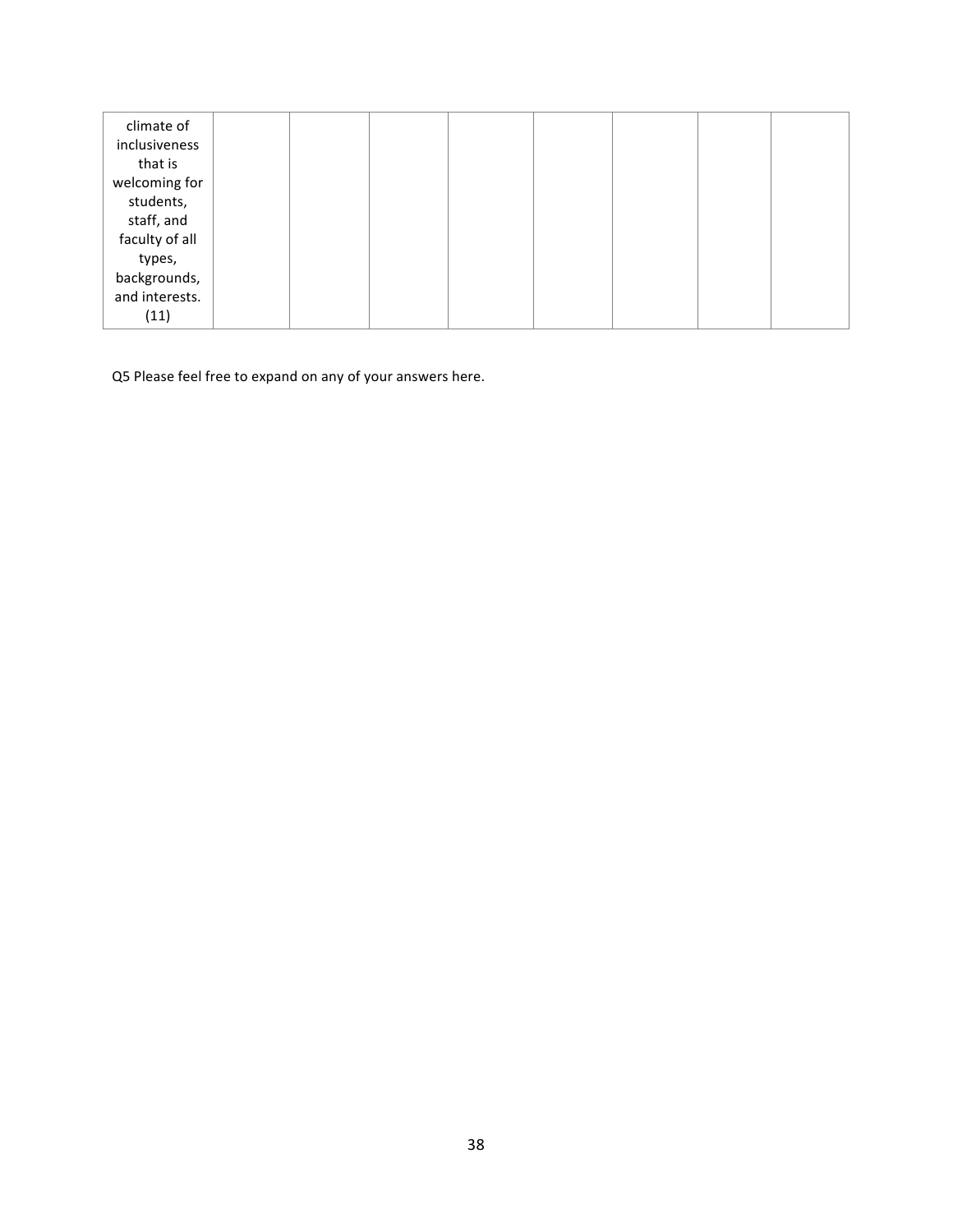| | | | | | | | | |
|---|---|---|---|---|---|---|---|---|
| climate of inclusiveness that is welcoming for students, staff, and faculty of all types, backgrounds, and interests. (11) | | | | | | | | |

Q5 Please feel free to expand on any of your answers here.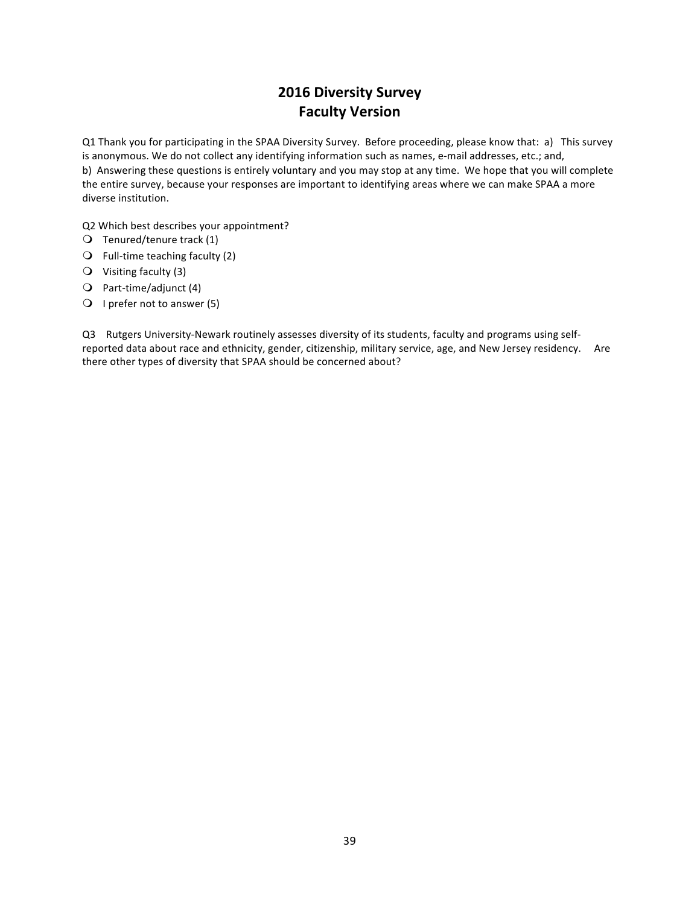# 2016 Diversity Survey
# Faculty Version

Q1 Thank you for participating in the SPAA Diversity Survey. Before proceeding, please know that: a) This survey is anonymous. We do not collect any identifying information such as names, e-mail addresses, etc.; and, b) Answering these questions is entirely voluntary and you may stop at any time. We hope that you will complete the entire survey, because your responses are important to identifying areas where we can make SPAA a more diverse institution.

Q2 Which best describes your appointment?

- Tenured/tenure track (1)
- Full-time teaching faculty (2)
- Visiting faculty (3)
- Part-time/adjunct (4)
- I prefer not to answer (5)

Q3 Rutgers University-Newark routinely assesses diversity of its students, faculty and programs using self-reported data about race and ethnicity, gender, citizenship, military service, age, and New Jersey residency. Are there other types of diversity that SPAA should be concerned about?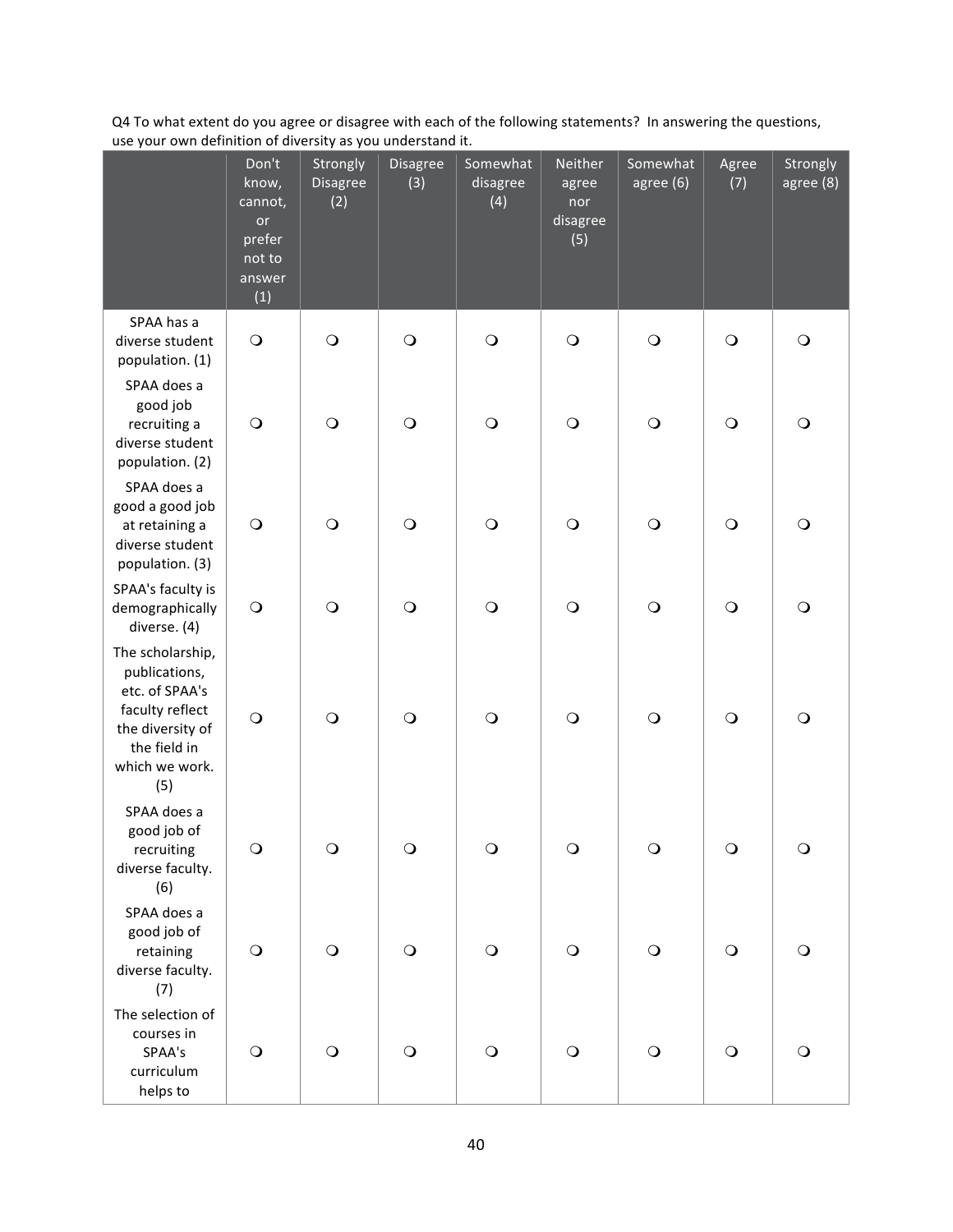Q4 To what extent do you agree or disagree with each of the following statements? In answering the questions, use your own definition of diversity as you understand it.

| | Don't know, cannot, or prefer not to answer (1) | Strongly Disagree (2) | Disagree (3) | Somewhat disagree (4) | Neither agree nor disagree (5) | Somewhat agree (6) | Agree (7) | Strongly agree (8) |
|---|---|---|---|---|---|---|---|---|
| SPAA has a diverse student population. (1) | ❍ | ❍ | ❍ | ❍ | ❍ | ❍ | ❍ | ❍ |
| SPAA does a good job recruiting a diverse student population. (2) | ❍ | ❍ | ❍ | ❍ | ❍ | ❍ | ❍ | ❍ |
| SPAA does a good a good job at retaining a diverse student population. (3) | ❍ | ❍ | ❍ | ❍ | ❍ | ❍ | ❍ | ❍ |
| SPAA's faculty is demographically diverse. (4) | ❍ | ❍ | ❍ | ❍ | ❍ | ❍ | ❍ | ❍ |
| The scholarship, publications, etc. of SPAA's faculty reflect the diversity of the field in which we work. (5) | ❍ | ❍ | ❍ | ❍ | ❍ | ❍ | ❍ | ❍ |
| SPAA does a good job of recruiting diverse faculty. (6) | ❍ | ❍ | ❍ | ❍ | ❍ | ❍ | ❍ | ❍ |
| SPAA does a good job of retaining diverse faculty. (7) | ❍ | ❍ | ❍ | ❍ | ❍ | ❍ | ❍ | ❍ |
| The selection of courses in SPAA's curriculum helps to | ❍ | ❍ | ❍ | ❍ | ❍ | ❍ | ❍ | ❍ |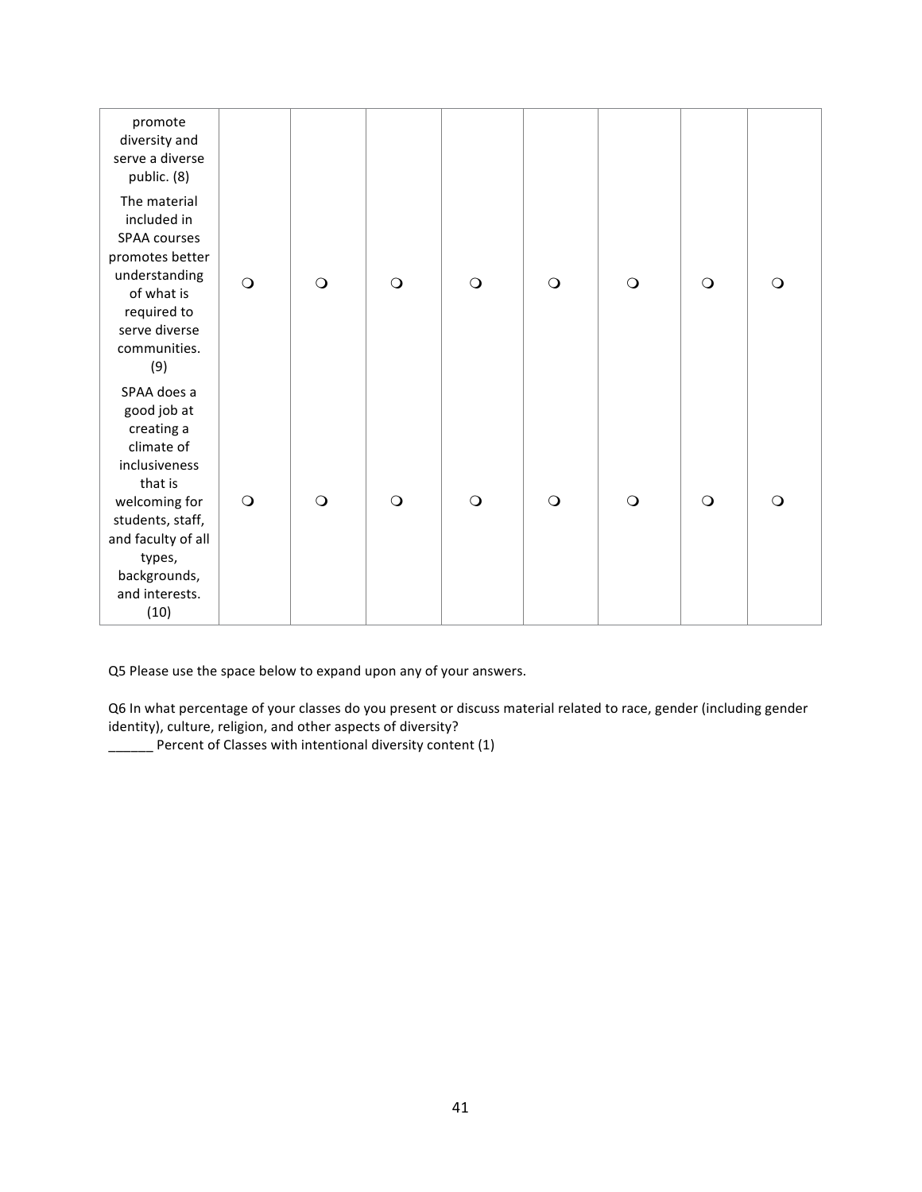| | | | | | | | | |
|---|---|---|---|---|---|---|---|---|
| promote diversity and serve a diverse public. (8) | | | | | | | | |
| The material included in SPAA courses promotes better understanding of what is required to serve diverse communities. (9) | ❍ | ❍ | ❍ | ❍ | ❍ | ❍ | ❍ | ❍ |
| SPAA does a good job at creating a climate of inclusiveness that is welcoming for students, staff, and faculty of all types, backgrounds, and interests. (10) | ❍ | ❍ | ❍ | ❍ | ❍ | ❍ | ❍ | ❍ |

Q5 Please use the space below to expand upon any of your answers.

Q6 In what percentage of your classes do you present or discuss material related to race, gender (including gender identity), culture, religion, and other aspects of diversity?
______ Percent of Classes with intentional diversity content (1)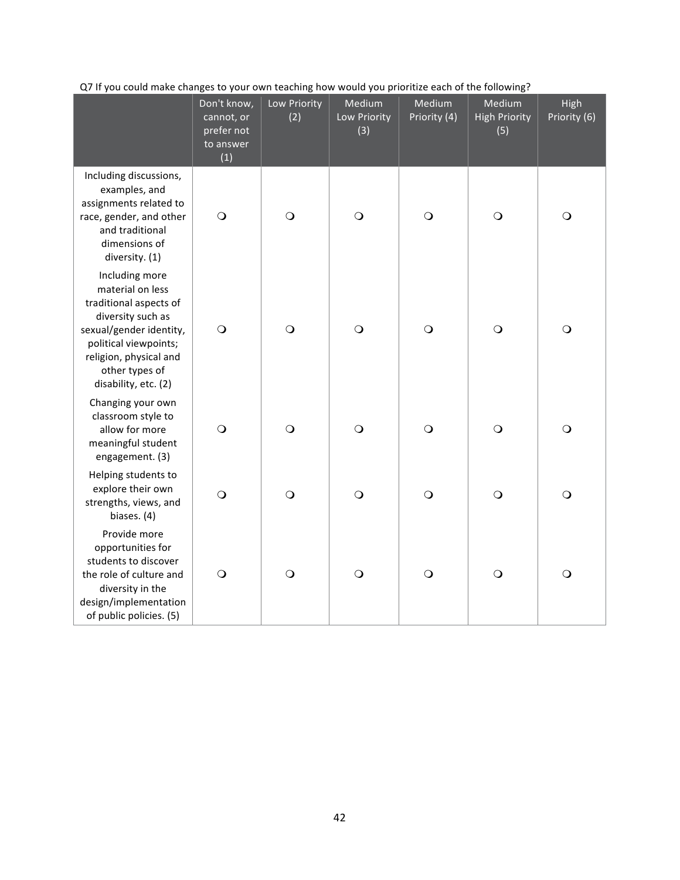Q7 If you could make changes to your own teaching how would you prioritize each of the following?

| | Don't know, cannot, or prefer not to answer (1) | Low Priority (2) | Medium Low Priority (3) | Medium Priority (4) | Medium High Priority (5) | High Priority (6) |
|---|---|---|---|---|---|---|
| Including discussions, examples, and assignments related to race, gender, and other and traditional dimensions of diversity. (1) | ❍ | ❍ | ❍ | ❍ | ❍ | ❍ |
| Including more material on less traditional aspects of diversity such as sexual/gender identity, political viewpoints; religion, physical and other types of disability, etc. (2) | ❍ | ❍ | ❍ | ❍ | ❍ | ❍ |
| Changing your own classroom style to allow for more meaningful student engagement. (3) | ❍ | ❍ | ❍ | ❍ | ❍ | ❍ |
| Helping students to explore their own strengths, views, and biases. (4) | ❍ | ❍ | ❍ | ❍ | ❍ | ❍ |
| Provide more opportunities for students to discover the role of culture and diversity in the design/implementation of public policies. (5) | ❍ | ❍ | ❍ | ❍ | ❍ | ❍ |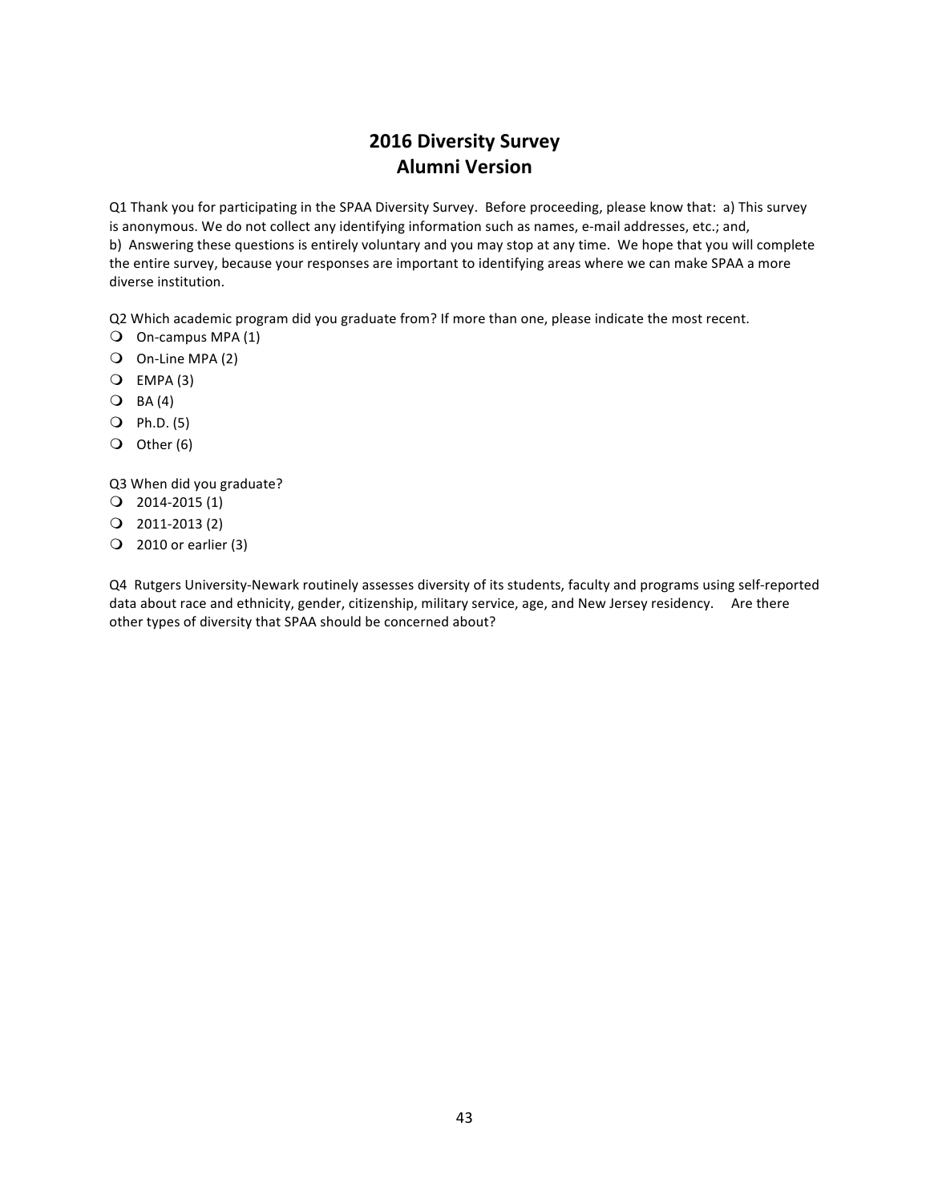# 2016 Diversity Survey
## Alumni Version

Q1 Thank you for participating in the SPAA Diversity Survey. Before proceeding, please know that: a) This survey is anonymous. We do not collect any identifying information such as names, e-mail addresses, etc.; and, b) Answering these questions is entirely voluntary and you may stop at any time. We hope that you will complete the entire survey, because your responses are important to identifying areas where we can make SPAA a more diverse institution.

Q2 Which academic program did you graduate from? If more than one, please indicate the most recent.

- ❍ On-campus MPA (1)
- ❍ On-Line MPA (2)
- ❍ EMPA (3)
- ❍ BA (4)
- ❍ Ph.D. (5)
- ❍ Other (6)

Q3 When did you graduate?

- ❍ 2014-2015 (1)
- ❍ 2011-2013 (2)
- ❍ 2010 or earlier (3)

Q4 Rutgers University-Newark routinely assesses diversity of its students, faculty and programs using self-reported data about race and ethnicity, gender, citizenship, military service, age, and New Jersey residency. Are there other types of diversity that SPAA should be concerned about?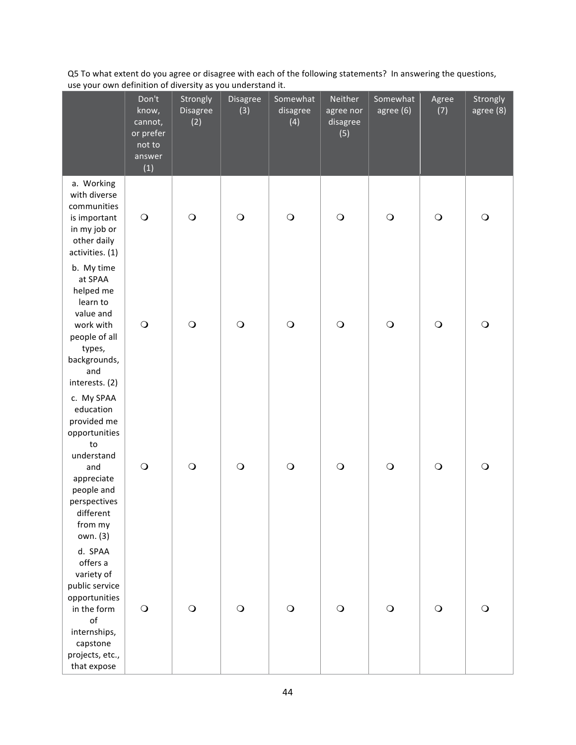Q5 To what extent do you agree or disagree with each of the following statements? In answering the questions, use your own definition of diversity as you understand it.

| | Don't know, cannot, or prefer not to answer (1) | Strongly Disagree (2) | Disagree (3) | Somewhat disagree (4) | Neither agree nor disagree (5) | Somewhat agree (6) | Agree (7) | Strongly agree (8) |
|---|---|---|---|---|---|---|---|---|
| a. Working with diverse communities is important in my job or other daily activities. (1) | ❍ | ❍ | ❍ | ❍ | ❍ | ❍ | ❍ | ❍ |
| b. My time at SPAA helped me learn to value and work with people of all types, backgrounds, and interests. (2) | ❍ | ❍ | ❍ | ❍ | ❍ | ❍ | ❍ | ❍ |
| c. My SPAA education provided me opportunities to understand and appreciate people and perspectives different from my own. (3) | ❍ | ❍ | ❍ | ❍ | ❍ | ❍ | ❍ | ❍ |
| d. SPAA offers a variety of public service opportunities in the form of internships, capstone projects, etc., that expose | ❍ | ❍ | ❍ | ❍ | ❍ | ❍ | ❍ | ❍ |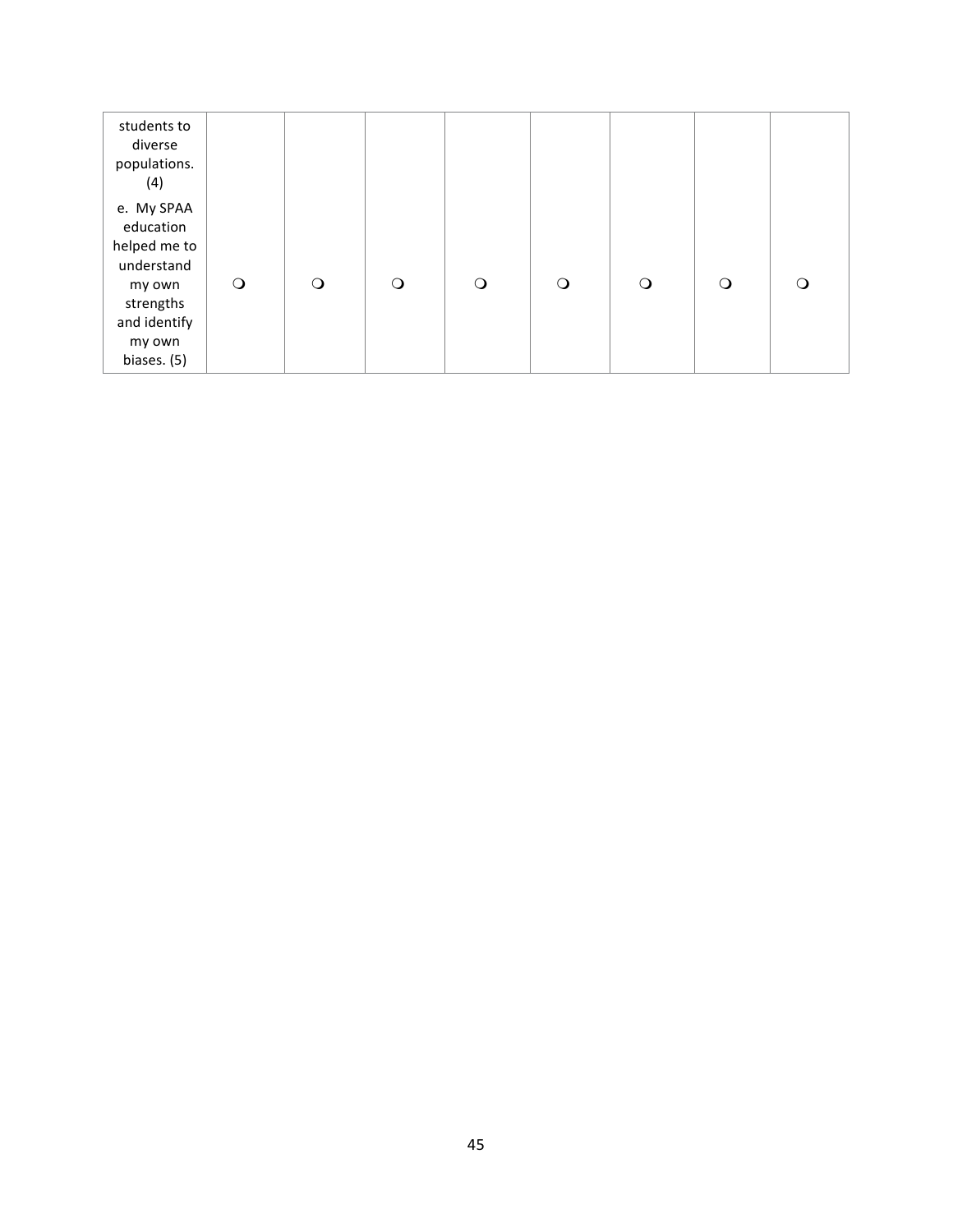| | | | | | | | | |
|---|---|---|---|---|---|---|---|---|
| students to diverse populations. (4) | | | | | | | | |
| e. My SPAA education helped me to understand my own strengths and identify my own biases. (5) | ❍ | ❍ | ❍ | ❍ | ❍ | ❍ | ❍ | ❍ |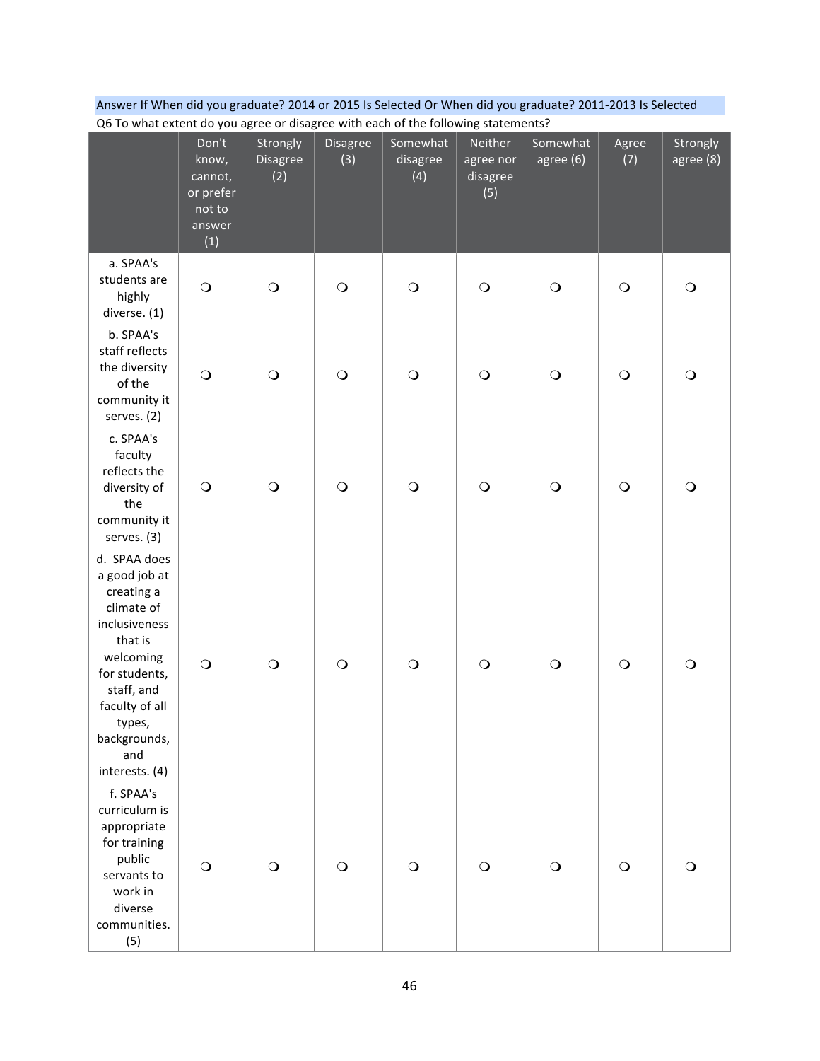Answer If When did you graduate? 2014 or 2015 Is Selected Or When did you graduate? 2011-2013 Is Selected

Q6 To what extent do you agree or disagree with each of the following statements?

| | Don't know, cannot, or prefer not to answer (1) | Strongly Disagree (2) | Disagree (3) | Somewhat disagree (4) | Neither agree nor disagree (5) | Somewhat agree (6) | Agree (7) | Strongly agree (8) |
|---|---|---|---|---|---|---|---|---|
| a. SPAA's students are highly diverse. (1) | ❍ | ❍ | ❍ | ❍ | ❍ | ❍ | ❍ | ❍ |
| b. SPAA's staff reflects the diversity of the community it serves. (2) | ❍ | ❍ | ❍ | ❍ | ❍ | ❍ | ❍ | ❍ |
| c. SPAA's faculty reflects the diversity of the community it serves. (3) | ❍ | ❍ | ❍ | ❍ | ❍ | ❍ | ❍ | ❍ |
| d. SPAA does a good job at creating a climate of inclusiveness that is welcoming for students, staff, and faculty of all types, backgrounds, and interests. (4) | ❍ | ❍ | ❍ | ❍ | ❍ | ❍ | ❍ | ❍ |
| f. SPAA's curriculum is appropriate for training public servants to work in diverse communities. (5) | ❍ | ❍ | ❍ | ❍ | ❍ | ❍ | ❍ | ❍ |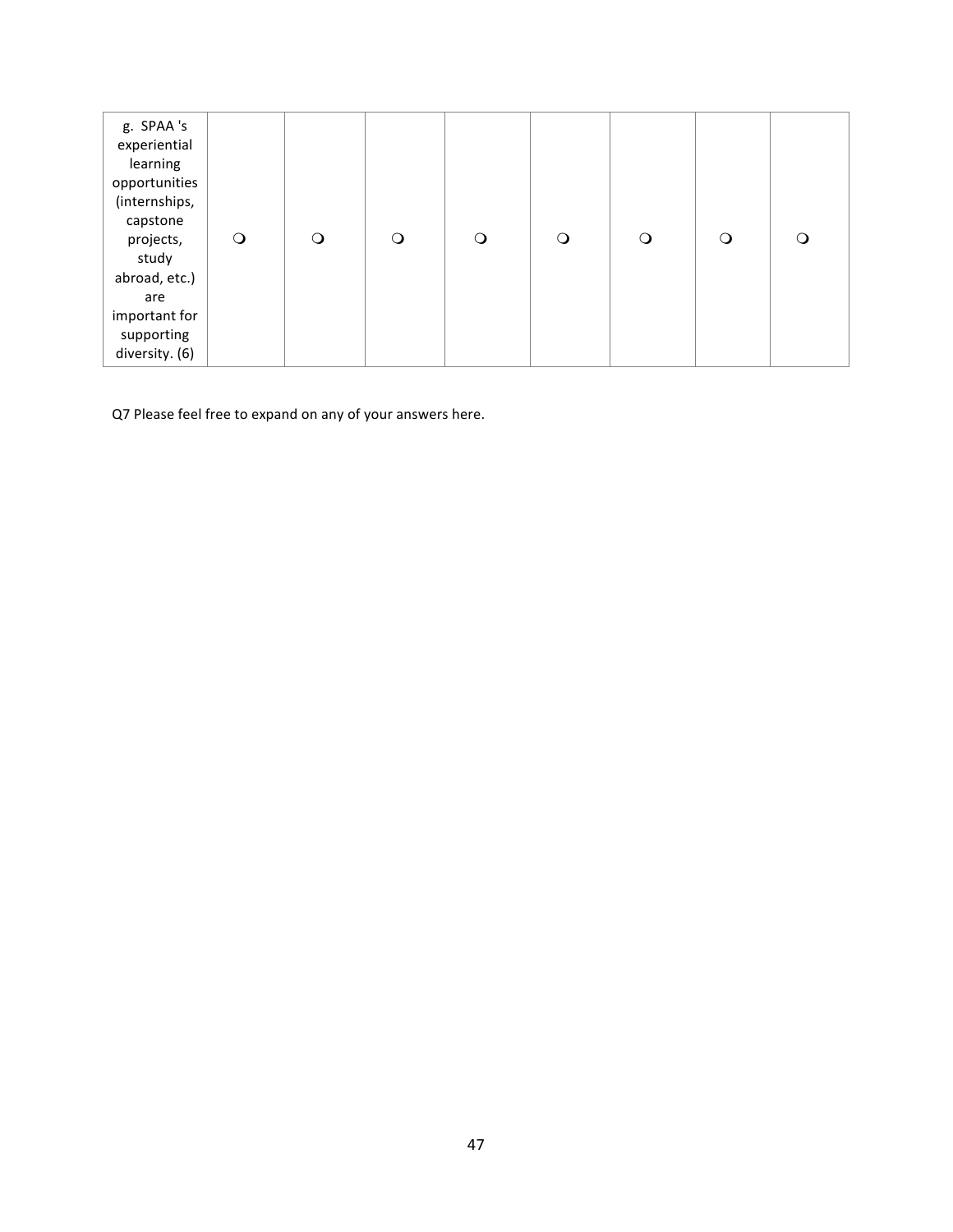|  |  |  |  |  |  |  |  |  |
|---|---|---|---|---|---|---|---|---|
| g. SPAA 's experiential learning opportunities (internships, capstone projects, study abroad, etc.) are important for supporting diversity. (6) | ❍ | ❍ | ❍ | ❍ | ❍ | ❍ | ❍ | ❍ |

Q7 Please feel free to expand on any of your answers here.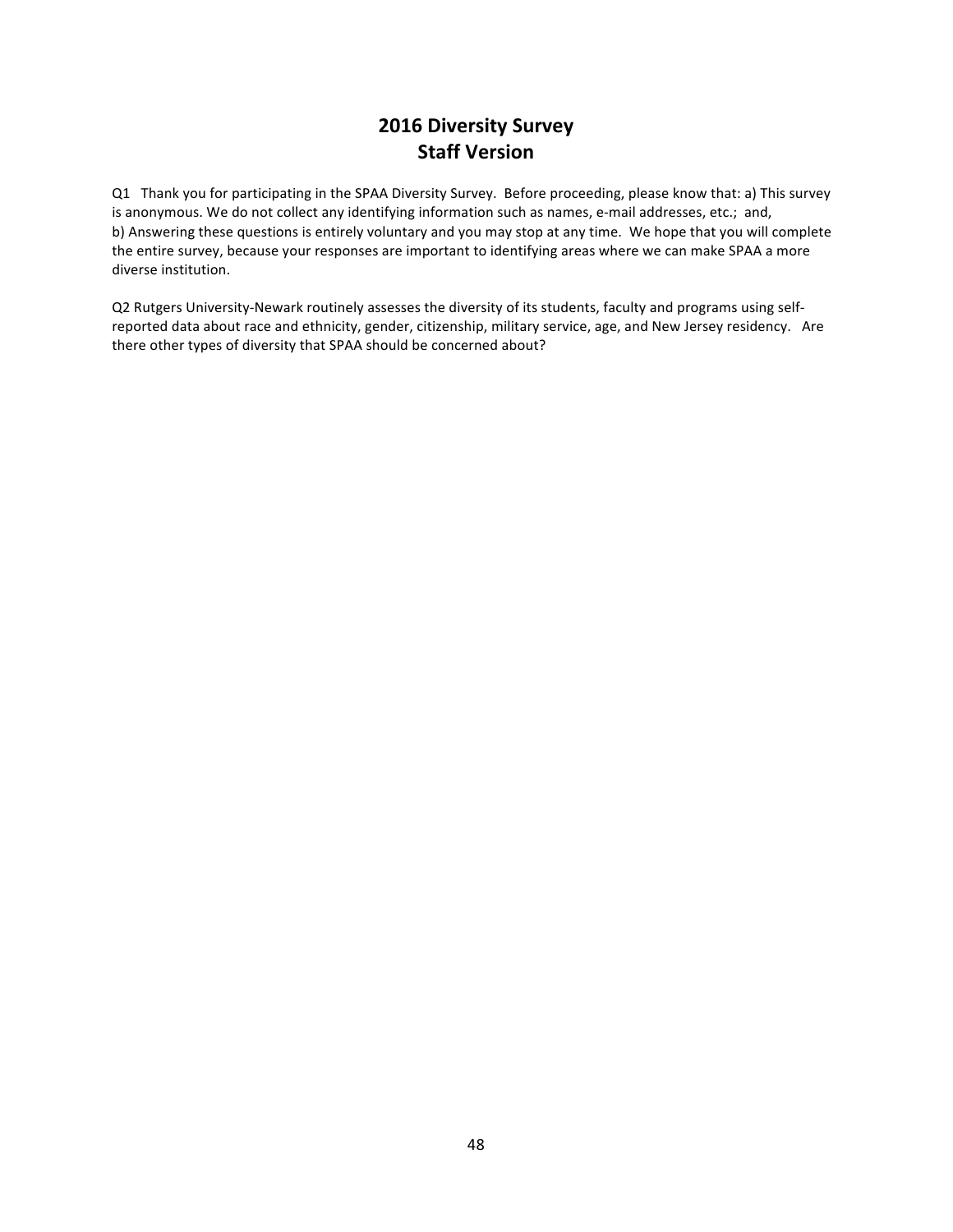# 2016 Diversity Survey
# Staff Version

Q1 Thank you for participating in the SPAA Diversity Survey. Before proceeding, please know that: a) This survey is anonymous. We do not collect any identifying information such as names, e-mail addresses, etc.; and,
b) Answering these questions is entirely voluntary and you may stop at any time. We hope that you will complete the entire survey, because your responses are important to identifying areas where we can make SPAA a more diverse institution.

Q2 Rutgers University-Newark routinely assesses the diversity of its students, faculty and programs using self-reported data about race and ethnicity, gender, citizenship, military service, age, and New Jersey residency. Are there other types of diversity that SPAA should be concerned about?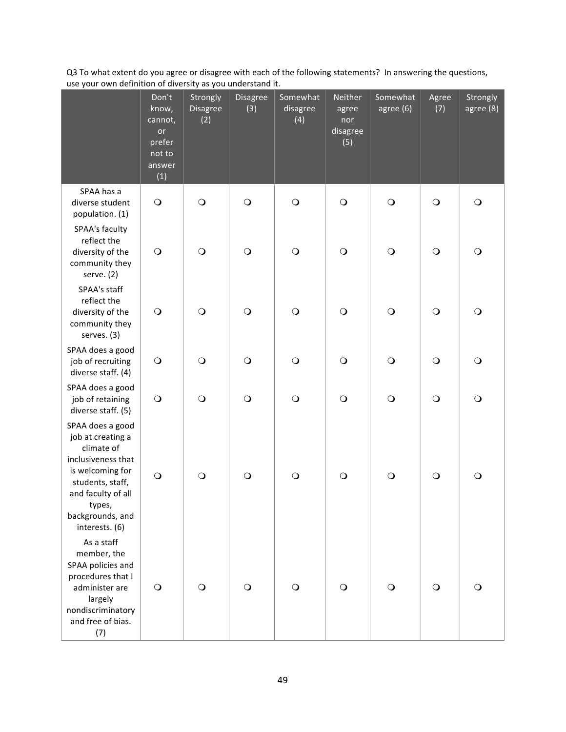Q3 To what extent do you agree or disagree with each of the following statements? In answering the questions, use your own definition of diversity as you understand it.

| | Don't know, cannot, or prefer not to answer (1) | Strongly Disagree (2) | Disagree (3) | Somewhat disagree (4) | Neither agree nor disagree (5) | Somewhat agree (6) | Agree (7) | Strongly agree (8) |
|---|---|---|---|---|---|---|---|---|
| SPAA has a diverse student population. (1) | ❍ | ❍ | ❍ | ❍ | ❍ | ❍ | ❍ | ❍ |
| SPAA's faculty reflect the diversity of the community they serve. (2) | ❍ | ❍ | ❍ | ❍ | ❍ | ❍ | ❍ | ❍ |
| SPAA's staff reflect the diversity of the community they serves. (3) | ❍ | ❍ | ❍ | ❍ | ❍ | ❍ | ❍ | ❍ |
| SPAA does a good job of recruiting diverse staff. (4) | ❍ | ❍ | ❍ | ❍ | ❍ | ❍ | ❍ | ❍ |
| SPAA does a good job of retaining diverse staff. (5) | ❍ | ❍ | ❍ | ❍ | ❍ | ❍ | ❍ | ❍ |
| SPAA does a good job at creating a climate of inclusiveness that is welcoming for students, staff, and faculty of all types, backgrounds, and interests. (6) | ❍ | ❍ | ❍ | ❍ | ❍ | ❍ | ❍ | ❍ |
| As a staff member, the SPAA policies and procedures that I administer are largely nondiscriminatory and free of bias. (7) | ❍ | ❍ | ❍ | ❍ | ❍ | ❍ | ❍ | ❍ |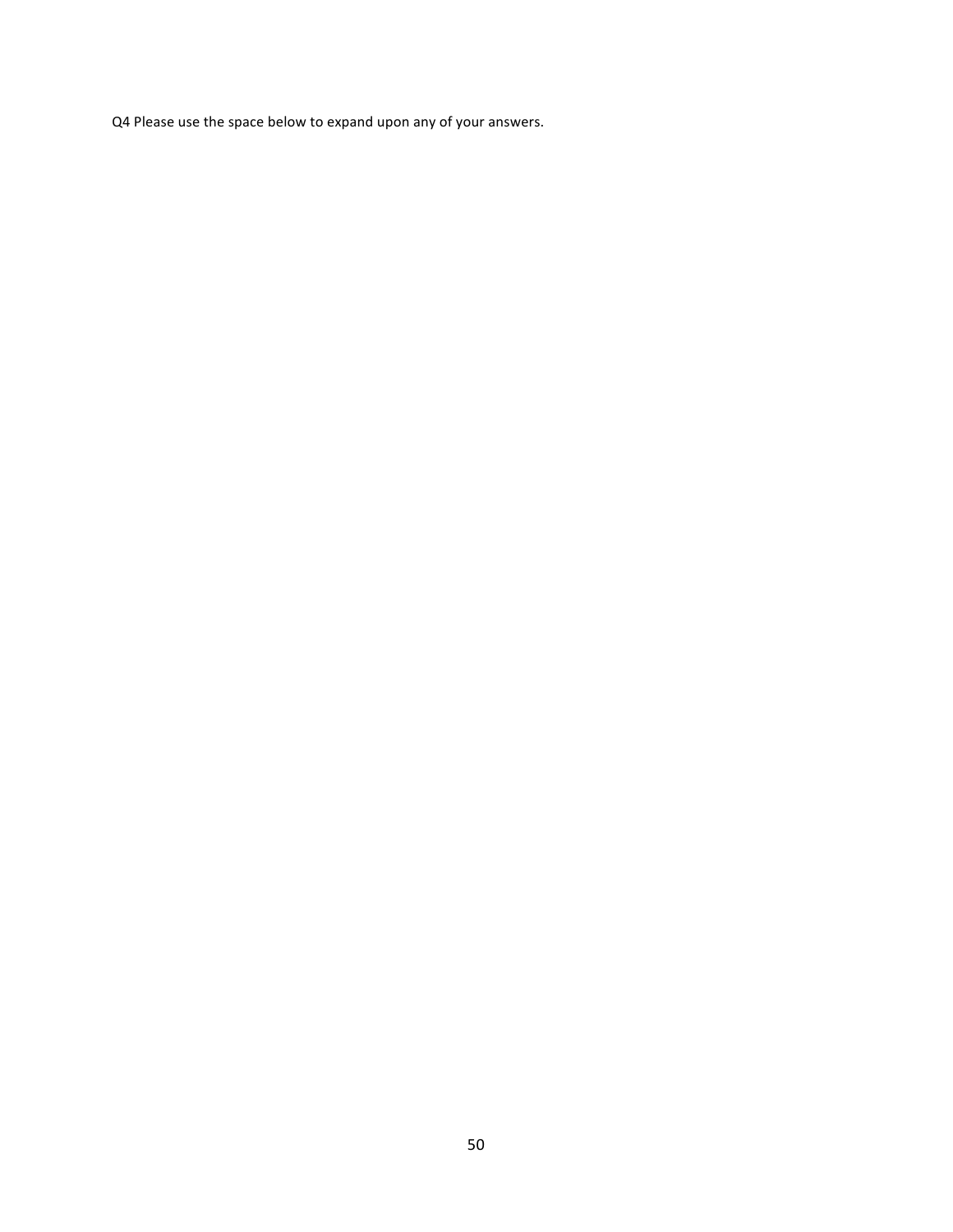Q4 Please use the space below to expand upon any of your answers.